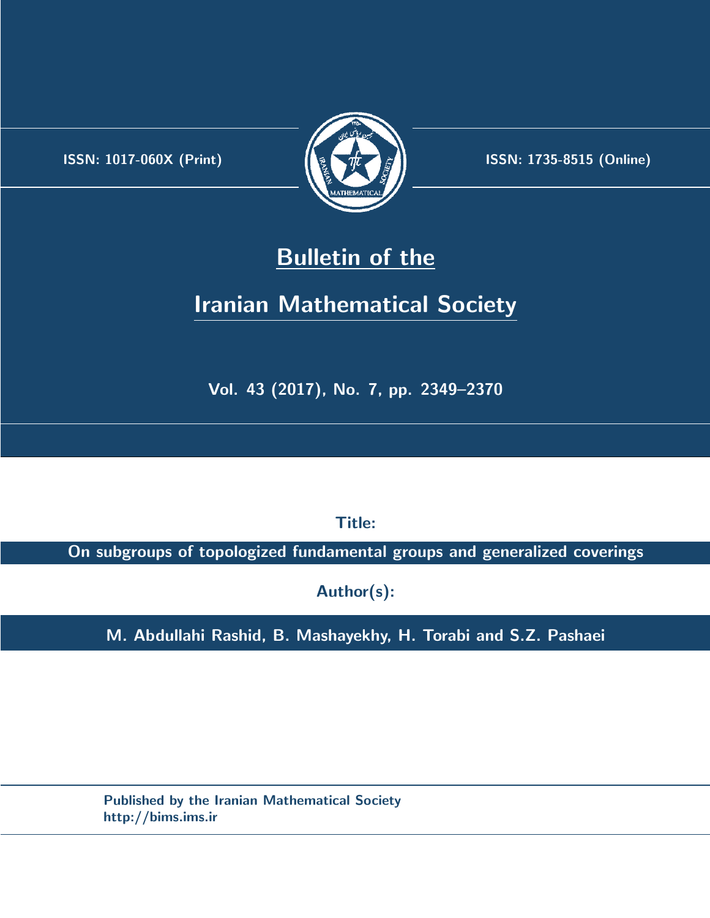ISSN: 1017-060X (Print)

ISSN: 1735-8515 (Online)

# Bulletin of the

# Iranian Mathematical Society

Vol. 43 (2017), No. 7, pp. 2349–2370

**Title:**

**On subgroups of topologized fundamental groups and generalized coverings**

**Author(s):**

**M. Abdullahi Rashid, B. Mashayekhy, H. Torabi and S.Z. Pashaei**

Published by the Iranian Mathematical Society
http://bims.ims.ir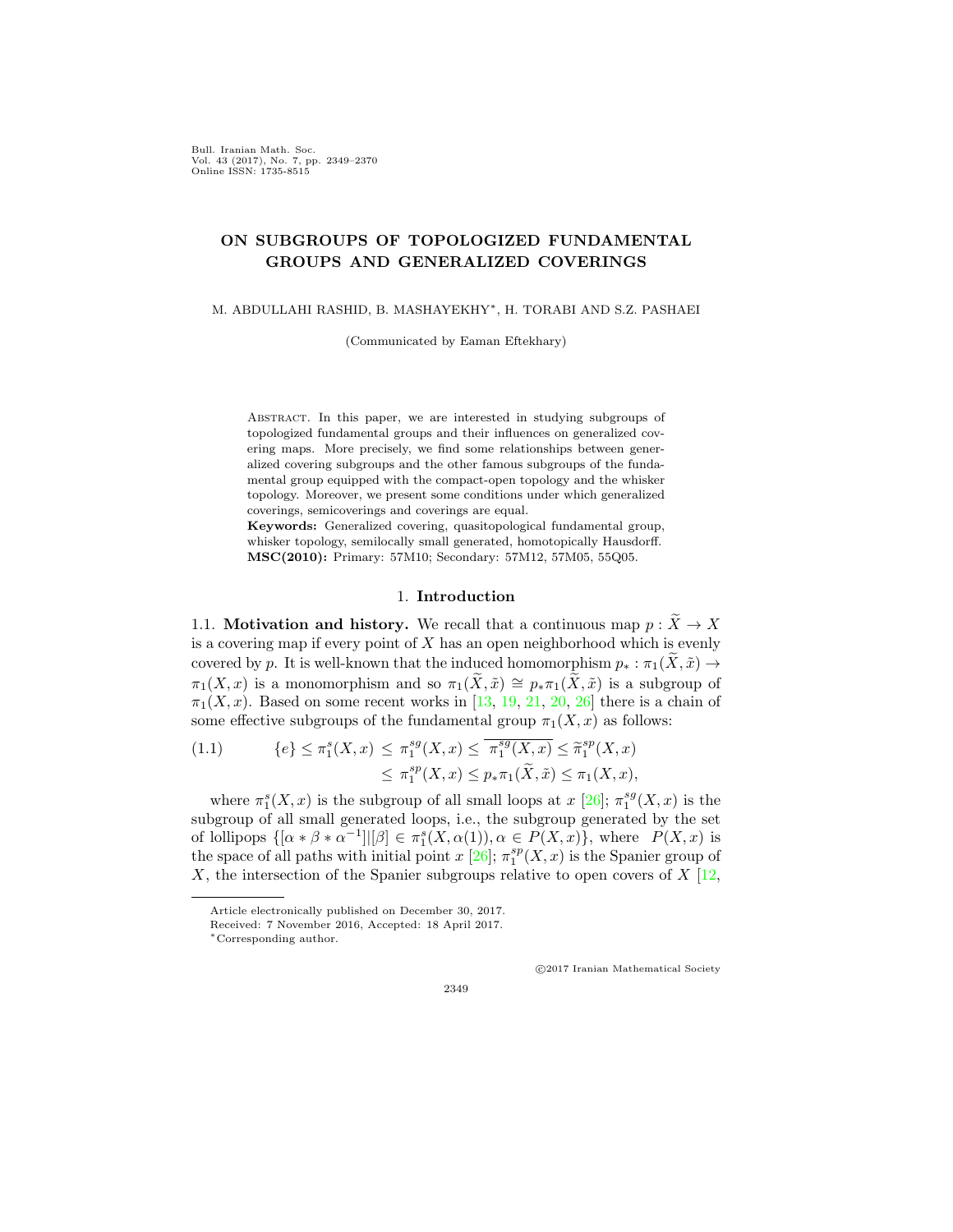Bull. Iranian Math. Soc.
Vol. 43 (2017), No. 7, pp. 2349–2370
Online ISSN: 1735-8515

# ON SUBGROUPS OF TOPOLOGIZED FUNDAMENTAL GROUPS AND GENERALIZED COVERINGS

M. ABDULLAHI RASHID, B. MASHAYEKHY*, H. TORABI AND S.Z. PASHAEI

(Communicated by Eaman Eftekhary)

Abstract. In this paper, we are interested in studying subgroups of topologized fundamental groups and their influences on generalized covering maps. More precisely, we find some relationships between generalized covering subgroups and the other famous subgroups of the fundamental group equipped with the compact-open topology and the whisker topology. Moreover, we present some conditions under which generalized coverings, semicoverings and coverings are equal.

**Keywords:** Generalized covering, quasitopological fundamental group, whisker topology, semilocally small generated, homotopically Hausdorff.

**MSC(2010):** Primary: 57M10; Secondary: 57M12, 57M05, 55Q05.

## 1. Introduction

**1.1. Motivation and history.** We recall that a continuous map $p : \widetilde{X} \to X$ is a covering map if every point of $X$ has an open neighborhood which is evenly covered by $p$. It is well-known that the induced homomorphism $p_* : \pi_1(\widetilde{X}, \tilde{x}) \to \pi_1(X, x)$ is a monomorphism and so $\pi_1(\widetilde{X}, \tilde{x}) \cong p_*\pi_1(\widetilde{X}, \tilde{x})$ is a subgroup of $\pi_1(X, x)$. Based on some recent works in [13, 19, 21, 20, 26] there is a chain of some effective subgroups of the fundamental group $\pi_1(X, x)$ as follows:

$$\begin{aligned} (1.1) \qquad \{e\} \leq \pi_1^s(X,x) \leq \pi_1^{sg}(X,x) \leq \overline{\pi_1^{sg}(X,x)} \leq \widetilde{\pi}_1^{sp}(X,x) \\ \leq \pi_1^{sp}(X,x) \leq p_*\pi_1(\widetilde{X},\tilde{x}) \leq \pi_1(X,x), \end{aligned}$$

where $\pi_1^s(X, x)$ is the subgroup of all small loops at $x$ [26]; $\pi_1^{sg}(X, x)$ is the subgroup of all small generated loops, i.e., the subgroup generated by the set of lollipops $\{[\alpha * \beta * \alpha^{-1}] | [\beta] \in \pi_1^s(X, \alpha(1)), \alpha \in P(X, x)\}$, where $P(X, x)$ is the space of all paths with initial point $x$ [26]; $\pi_1^{sp}(X, x)$ is the Spanier group of $X$, the intersection of the Spanier subgroups relative to open covers of $X$ [12,

---

Article electronically published on December 30, 2017.
Received: 7 November 2016, Accepted: 18 April 2017.
*Corresponding author.

©2017 Iranian Mathematical Society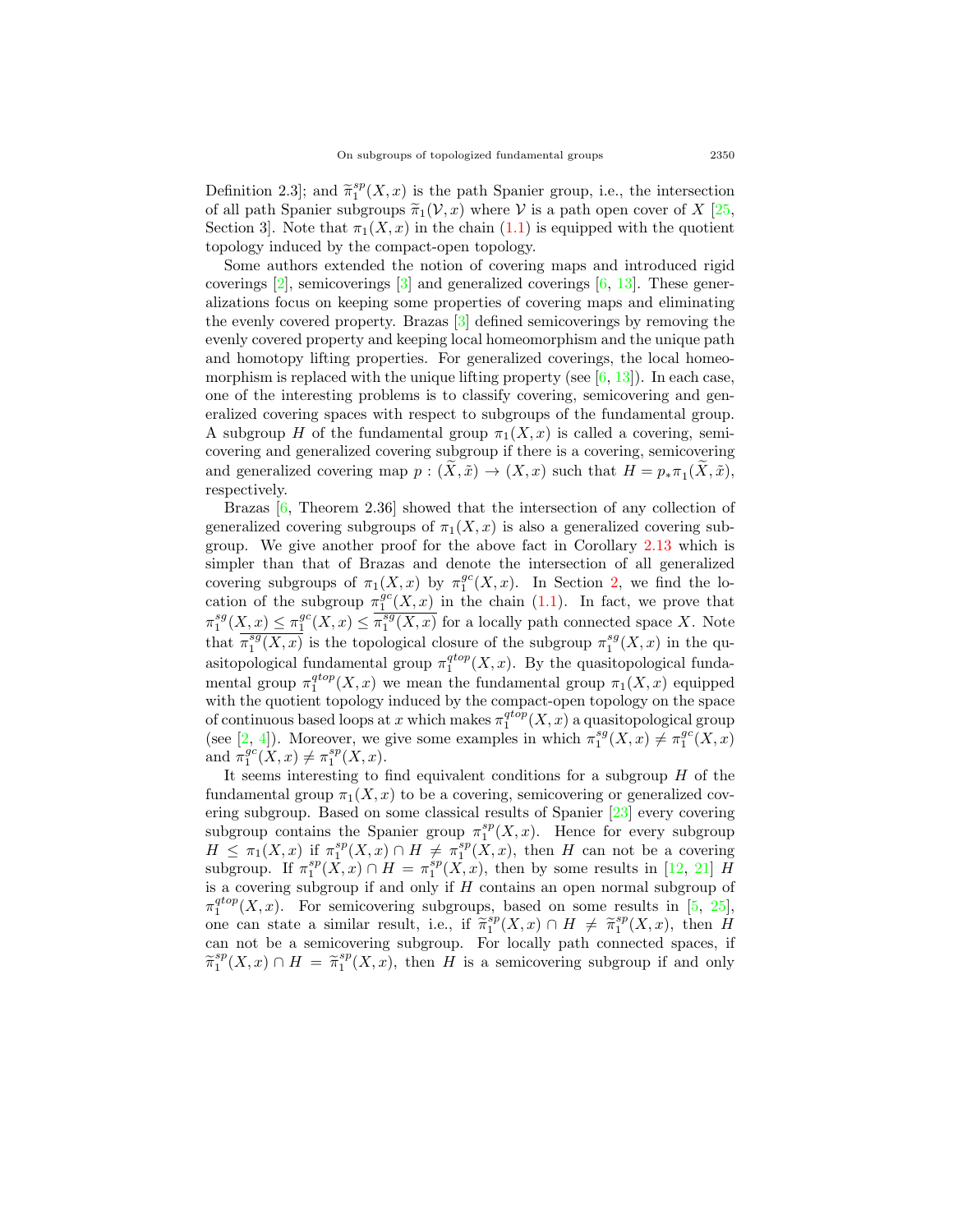Definition 2.3]; and $\widetilde{\pi}_1^{sp}(X,x)$ is the path Spanier group, i.e., the intersection of all path Spanier subgroups $\widetilde{\pi}_1(\mathcal{V},x)$ where $\mathcal{V}$ is a path open cover of $X$ [25, Section 3]. Note that $\pi_1(X,x)$ in the chain (1.1) is equipped with the quotient topology induced by the compact-open topology.

Some authors extended the notion of covering maps and introduced rigid coverings [2], semicoverings [3] and generalized coverings [6, 13]. These generalizations focus on keeping some properties of covering maps and eliminating the evenly covered property. Brazas [3] defined semicoverings by removing the evenly covered property and keeping local homeomorphism and the unique path and homotopy lifting properties. For generalized coverings, the local homeomorphism is replaced with the unique lifting property (see [6, 13]). In each case, one of the interesting problems is to classify covering, semicovering and generalized covering spaces with respect to subgroups of the fundamental group. A subgroup $H$ of the fundamental group $\pi_1(X,x)$ is called a covering, semicovering and generalized covering subgroup if there is a covering, semicovering and generalized covering map $p:(\widetilde{X},\tilde{x})\to(X,x)$ such that $H=p_*\pi_1(\widetilde{X},\tilde{x})$, respectively.

Brazas [6, Theorem 2.36] showed that the intersection of any collection of generalized covering subgroups of $\pi_1(X,x)$ is also a generalized covering subgroup. We give another proof for the above fact in Corollary 2.13 which is simpler than that of Brazas and denote the intersection of all generalized covering subgroups of $\pi_1(X,x)$ by $\pi_1^{gc}(X,x)$. In Section 2, we find the location of the subgroup $\pi_1^{gc}(X,x)$ in the chain (1.1). In fact, we prove that $\pi_1^{sg}(X,x)\le\pi_1^{gc}(X,x)\le\overline{\pi_1^{sg}(X,x)}$ for a locally path connected space $X$. Note that $\overline{\pi_1^{sg}(X,x)}$ is the topological closure of the subgroup $\pi_1^{sg}(X,x)$ in the quasitopological fundamental group $\pi_1^{qtop}(X,x)$. By the quasitopological fundamental group $\pi_1^{qtop}(X,x)$ we mean the fundamental group $\pi_1(X,x)$ equipped with the quotient topology induced by the compact-open topology on the space of continuous based loops at $x$ which makes $\pi_1^{qtop}(X,x)$ a quasitopological group (see [2, 4]). Moreover, we give some examples in which $\pi_1^{sg}(X,x)\neq\pi_1^{gc}(X,x)$ and $\pi_1^{gc}(X,x)\neq\pi_1^{sp}(X,x)$.

It seems interesting to find equivalent conditions for a subgroup $H$ of the fundamental group $\pi_1(X,x)$ to be a covering, semicovering or generalized covering subgroup. Based on some classical results of Spanier [23] every covering subgroup contains the Spanier group $\pi_1^{sp}(X,x)$. Hence for every subgroup $H\le\pi_1(X,x)$ if $\pi_1^{sp}(X,x)\cap H\neq\pi_1^{sp}(X,x)$, then $H$ can not be a covering subgroup. If $\pi_1^{sp}(X,x)\cap H=\pi_1^{sp}(X,x)$, then by some results in [12, 21] $H$ is a covering subgroup if and only if $H$ contains an open normal subgroup of $\pi_1^{qtop}(X,x)$. For semicovering subgroups, based on some results in [5, 25], one can state a similar result, i.e., if $\widetilde{\pi}_1^{sp}(X,x)\cap H\neq\widetilde{\pi}_1^{sp}(X,x)$, then $H$ can not be a semicovering subgroup. For locally path connected spaces, if $\widetilde{\pi}_1^{sp}(X,x)\cap H=\widetilde{\pi}_1^{sp}(X,x)$, then $H$ is a semicovering subgroup if and only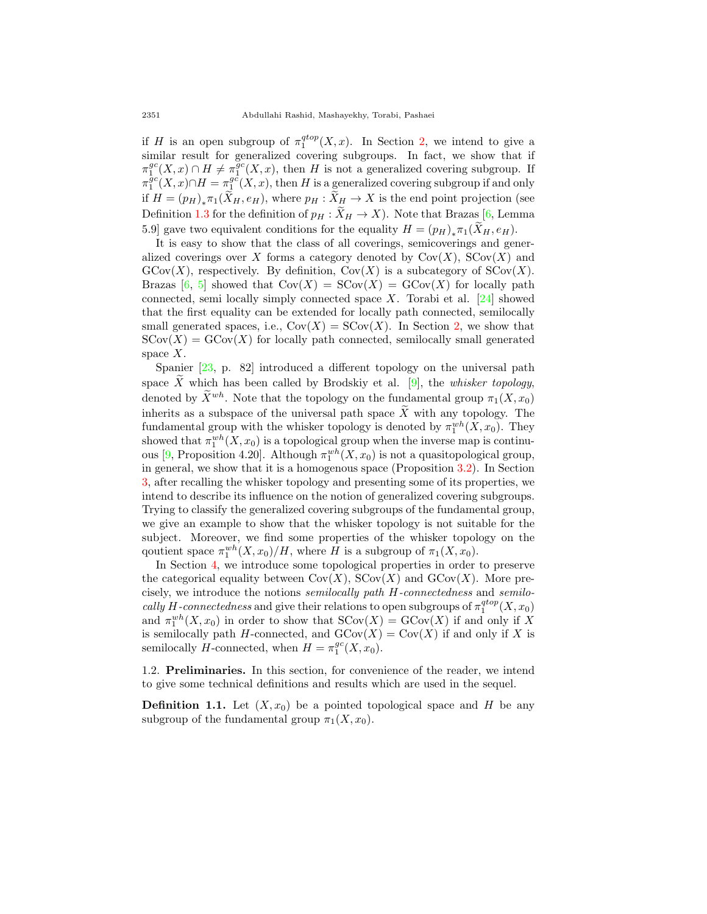if $H$ is an open subgroup of $\pi_1^{qtop}(X, x)$. In Section 2, we intend to give a similar result for generalized covering subgroups. In fact, we show that if $\pi_1^{gc}(X, x) \cap H \neq \pi_1^{gc}(X, x)$, then $H$ is not a generalized covering subgroup. If $\pi_1^{gc}(X, x) \cap H = \pi_1^{gc}(X, x)$, then $H$ is a generalized covering subgroup if and only if $H = (p_H)_* \pi_1(\widetilde{X}_H, e_H)$, where $p_H : \widetilde{X}_H \to X$ is the end point projection (see Definition 1.3 for the definition of $p_H : \widetilde{X}_H \to X$). Note that Brazas [6, Lemma 5.9] gave two equivalent conditions for the equality $H = (p_H)_* \pi_1(\widetilde{X}_H, e_H)$.

It is easy to show that the class of all coverings, semicoverings and generalized coverings over $X$ forms a category denoted by $\mathrm{Cov}(X)$, $\mathrm{SCov}(X)$ and $\mathrm{GCov}(X)$, respectively. By definition, $\mathrm{Cov}(X)$ is a subcategory of $\mathrm{SCov}(X)$. Brazas [6, 5] showed that $\mathrm{Cov}(X) = \mathrm{SCov}(X) = \mathrm{GCov}(X)$ for locally path connected, semi locally simply connected space $X$. Torabi et al. [24] showed that the first equality can be extended for locally path connected, semilocally small generated spaces, i.e., $\mathrm{Cov}(X) = \mathrm{SCov}(X)$. In Section 2, we show that $\mathrm{SCov}(X) = \mathrm{GCov}(X)$ for locally path connected, semilocally small generated space $X$.

Spanier [23, p. 82] introduced a different topology on the universal path space $\widetilde{X}$ which has been called by Brodskiy et al. [9], the *whisker topology*, denoted by $\widetilde{X}^{wh}$. Note that the topology on the fundamental group $\pi_1(X, x_0)$ inherits as a subspace of the universal path space $\widetilde{X}$ with any topology. The fundamental group with the whisker topology is denoted by $\pi_1^{wh}(X, x_0)$. They showed that $\pi_1^{wh}(X, x_0)$ is a topological group when the inverse map is continuous [9, Proposition 4.20]. Although $\pi_1^{wh}(X, x_0)$ is not a quasitopological group, in general, we show that it is a homogenous space (Proposition 3.2). In Section 3, after recalling the whisker topology and presenting some of its properties, we intend to describe its influence on the notion of generalized covering subgroups. Trying to classify the generalized covering subgroups of the fundamental group, we give an example to show that the whisker topology is not suitable for the subject. Moreover, we find some properties of the whisker topology on the qoutient space $\pi_1^{wh}(X, x_0)/H$, where $H$ is a subgroup of $\pi_1(X, x_0)$.

In Section 4, we introduce some topological properties in order to preserve the categorical equality between $\mathrm{Cov}(X)$, $\mathrm{SCov}(X)$ and $\mathrm{GCov}(X)$. More precisely, we introduce the notions *semilocally path $H$-connectedness* and *semilocally $H$-connectedness* and give their relations to open subgroups of $\pi_1^{qtop}(X, x_0)$ and $\pi_1^{wh}(X, x_0)$ in order to show that $\mathrm{SCov}(X) = \mathrm{GCov}(X)$ if and only if $X$ is semilocally path $H$-connected, and $\mathrm{GCov}(X) = \mathrm{Cov}(X)$ if and only if $X$ is semilocally $H$-connected, when $H = \pi_1^{gc}(X, x_0)$.

### 1.2. Preliminaries.

In this section, for convenience of the reader, we intend to give some technical definitions and results which are used in the sequel.

**Definition 1.1.** Let $(X, x_0)$ be a pointed topological space and $H$ be any subgroup of the fundamental group $\pi_1(X, x_0)$.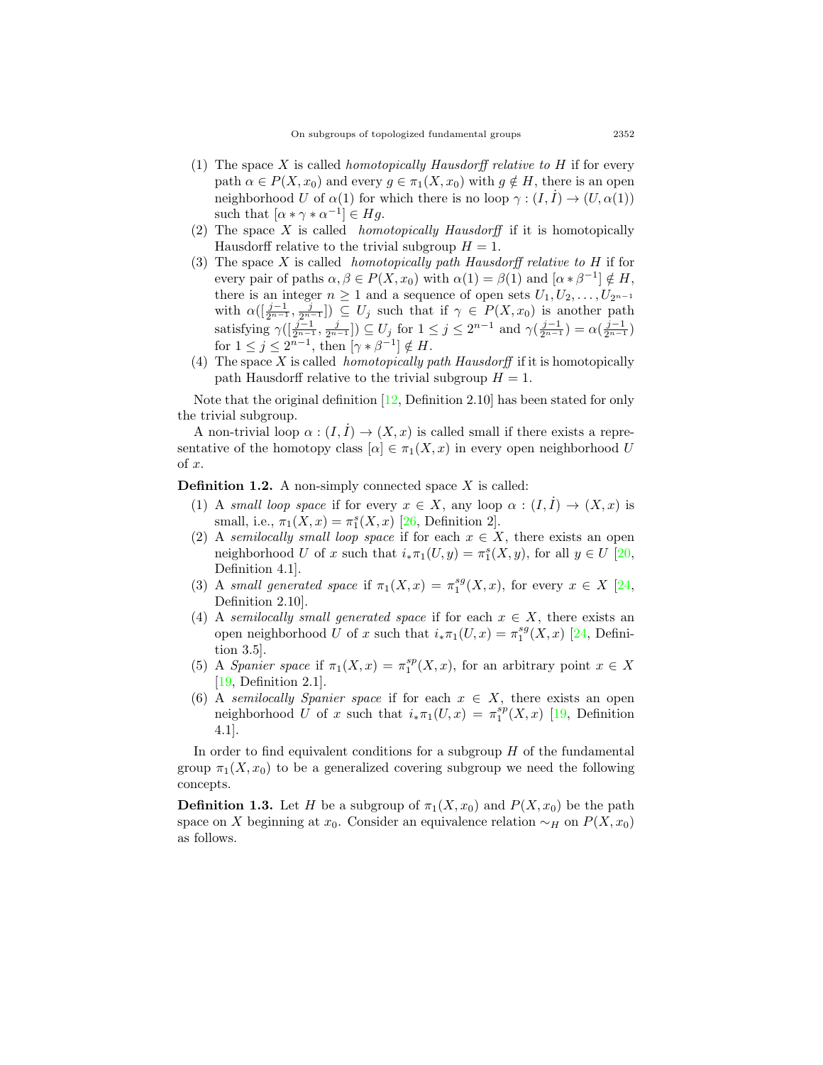(1) The space $X$ is called *homotopically Hausdorff relative to* $H$ if for every path $\alpha \in P(X, x_0)$ and every $g \in \pi_1(X, x_0)$ with $g \notin H$, there is an open neighborhood $U$ of $\alpha(1)$ for which there is no loop $\gamma : (I, \dot{I}) \to (U, \alpha(1))$ such that $[\alpha * \gamma * \alpha^{-1}] \in Hg$.

(2) The space $X$ is called *homotopically Hausdorff* if it is homotopically Hausdorff relative to the trivial subgroup $H = 1$.

(3) The space $X$ is called *homotopically path Hausdorff relative to* $H$ if for every pair of paths $\alpha, \beta \in P(X, x_0)$ with $\alpha(1) = \beta(1)$ and $[\alpha * \beta^{-1}] \notin H$, there is an integer $n \geq 1$ and a sequence of open sets $U_1, U_2, \ldots, U_{2^{n-1}}$ with $\alpha([\frac{j-1}{2^{n-1}}, \frac{j}{2^{n-1}}]) \subseteq U_j$ such that if $\gamma \in P(X, x_0)$ is another path satisfying $\gamma([\frac{j-1}{2^{n-1}}, \frac{j}{2^{n-1}}]) \subseteq U_j$ for $1 \leq j \leq 2^{n-1}$ and $\gamma(\frac{j-1}{2^{n-1}}) = \alpha(\frac{j-1}{2^{n-1}})$ for $1 \leq j \leq 2^{n-1}$, then $[\gamma * \beta^{-1}] \notin H$.

(4) The space $X$ is called *homotopically path Hausdorff* if it is homotopically path Hausdorff relative to the trivial subgroup $H = 1$.

Note that the original definition [12, Definition 2.10] has been stated for only the trivial subgroup.

A non-trivial loop $\alpha : (I, \dot{I}) \to (X, x)$ is called small if there exists a representative of the homotopy class $[\alpha] \in \pi_1(X, x)$ in every open neighborhood $U$ of $x$.

**Definition 1.2.** A non-simply connected space $X$ is called:

(1) A *small loop space* if for every $x \in X$, any loop $\alpha : (I, \dot{I}) \to (X, x)$ is small, i.e., $\pi_1(X, x) = \pi_1^s(X, x)$ [26, Definition 2].

(2) A *semilocally small loop space* if for each $x \in X$, there exists an open neighborhood $U$ of $x$ such that $i_*\pi_1(U, y) = \pi_1^s(X, y)$, for all $y \in U$ [20, Definition 4.1].

(3) A *small generated space* if $\pi_1(X, x) = \pi_1^{sg}(X, x)$, for every $x \in X$ [24, Definition 2.10].

(4) A *semilocally small generated space* if for each $x \in X$, there exists an open neighborhood $U$ of $x$ such that $i_*\pi_1(U, x) = \pi_1^{sg}(X, x)$ [24, Definition 3.5].

(5) A *Spanier space* if $\pi_1(X, x) = \pi_1^{sp}(X, x)$, for an arbitrary point $x \in X$ [19, Definition 2.1].

(6) A *semilocally Spanier space* if for each $x \in X$, there exists an open neighborhood $U$ of $x$ such that $i_*\pi_1(U, x) = \pi_1^{sp}(X, x)$ [19, Definition 4.1].

In order to find equivalent conditions for a subgroup $H$ of the fundamental group $\pi_1(X, x_0)$ to be a generalized covering subgroup we need the following concepts.

**Definition 1.3.** Let $H$ be a subgroup of $\pi_1(X, x_0)$ and $P(X, x_0)$ be the path space on $X$ beginning at $x_0$. Consider an equivalence relation $\sim_H$ on $P(X, x_0)$ as follows.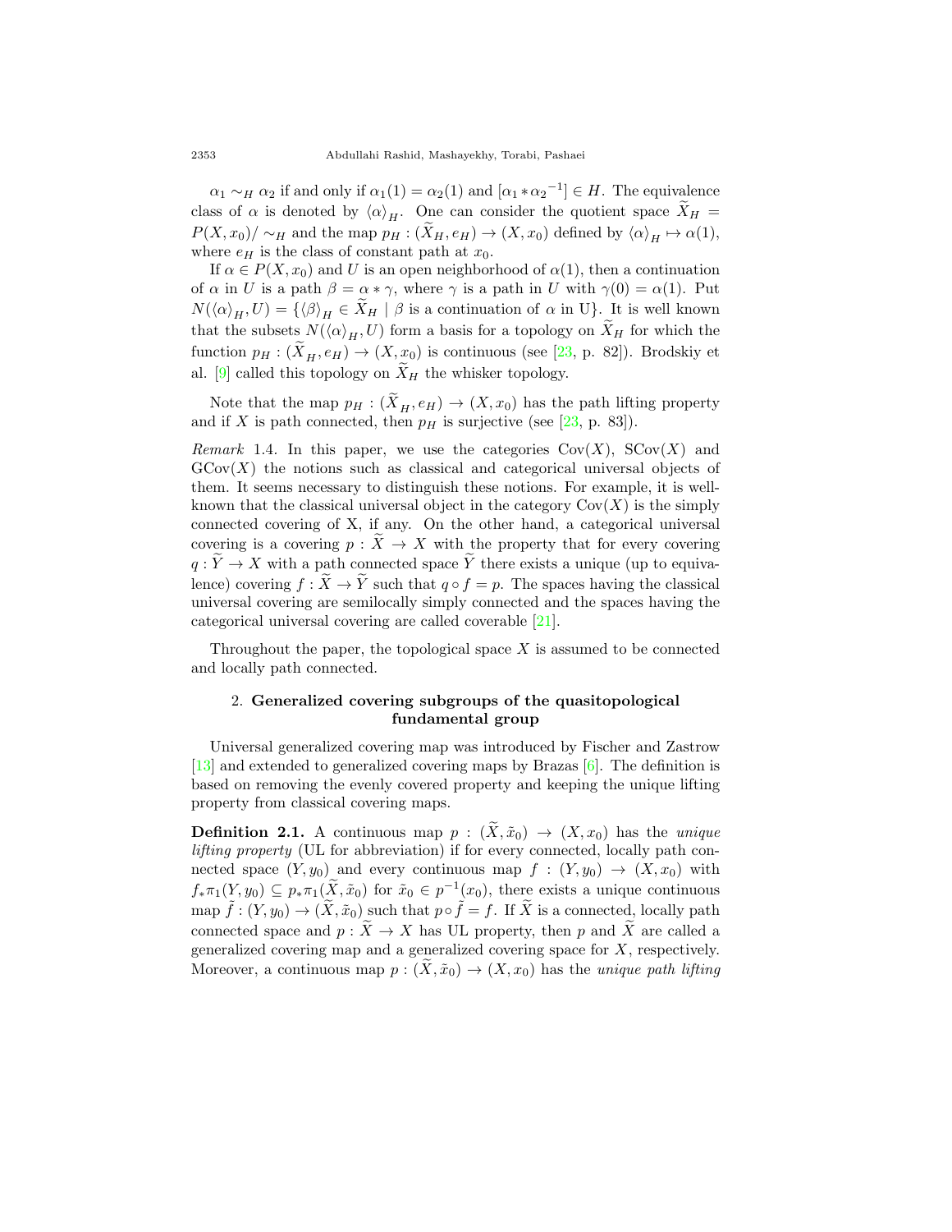$\alpha_1 \sim_H \alpha_2$ if and only if $\alpha_1(1) = \alpha_2(1)$ and $[\alpha_1 * \alpha_2^{-1}] \in H$. The equivalence class of $\alpha$ is denoted by $\langle\alpha\rangle_H$. One can consider the quotient space $\widetilde{X}_H = P(X, x_0)/\sim_H$ and the map $p_H : (\widetilde{X}_H, e_H) \to (X, x_0)$ defined by $\langle\alpha\rangle_H \mapsto \alpha(1)$, where $e_H$ is the class of constant path at $x_0$.

If $\alpha \in P(X, x_0)$ and $U$ is an open neighborhood of $\alpha(1)$, then a continuation of $\alpha$ in $U$ is a path $\beta = \alpha * \gamma$, where $\gamma$ is a path in $U$ with $\gamma(0) = \alpha(1)$. Put $N(\langle\alpha\rangle_H, U) = \{\langle\beta\rangle_H \in \widetilde{X}_H \mid \beta \text{ is a continuation of } \alpha \text{ in U}\}$. It is well known that the subsets $N(\langle\alpha\rangle_H, U)$ form a basis for a topology on $\widetilde{X}_H$ for which the function $p_H : (\widetilde{X}_H, e_H) \to (X, x_0)$ is continuous (see [23, p. 82]). Brodskiy et al. [9] called this topology on $\widetilde{X}_H$ the whisker topology.

Note that the map $p_H : (\widetilde{X}_H, e_H) \to (X, x_0)$ has the path lifting property and if $X$ is path connected, then $p_H$ is surjective (see [23, p. 83]).

*Remark* 1.4. In this paper, we use the categories $\mathrm{Cov}(X)$, $\mathrm{SCov}(X)$ and $\mathrm{GCov}(X)$ the notions such as classical and categorical universal objects of them. It seems necessary to distinguish these notions. For example, it is well-known that the classical universal object in the category $\mathrm{Cov}(X)$ is the simply connected covering of X, if any. On the other hand, a categorical universal covering is a covering $p : \widetilde{X} \to X$ with the property that for every covering $q : \widetilde{Y} \to X$ with a path connected space $\widetilde{Y}$ there exists a unique (up to equivalence) covering $f : \widetilde{X} \to \widetilde{Y}$ such that $q \circ f = p$. The spaces having the classical universal covering are semilocally simply connected and the spaces having the categorical universal covering are called coverable [21].

Throughout the paper, the topological space $X$ is assumed to be connected and locally path connected.

## 2. Generalized covering subgroups of the quasitopological fundamental group

Universal generalized covering map was introduced by Fischer and Zastrow [13] and extended to generalized covering maps by Brazas [6]. The definition is based on removing the evenly covered property and keeping the unique lifting property from classical covering maps.

**Definition 2.1.** A continuous map $p : (\widetilde{X}, \tilde{x}_0) \to (X, x_0)$ has the *unique lifting property* (UL for abbreviation) if for every connected, locally path connected space $(Y, y_0)$ and every continuous map $f : (Y, y_0) \to (X, x_0)$ with $f_*\pi_1(Y, y_0) \subseteq p_*\pi_1(\widetilde{X}, \tilde{x}_0)$ for $\tilde{x}_0 \in p^{-1}(x_0)$, there exists a unique continuous map $\tilde{f} : (Y, y_0) \to (\widetilde{X}, \tilde{x}_0)$ such that $p \circ \tilde{f} = f$. If $\widetilde{X}$ is a connected, locally path connected space and $p : \widetilde{X} \to X$ has UL property, then $p$ and $\widetilde{X}$ are called a generalized covering map and a generalized covering space for $X$, respectively. Moreover, a continuous map $p : (\widetilde{X}, \tilde{x}_0) \to (X, x_0)$ has the *unique path lifting*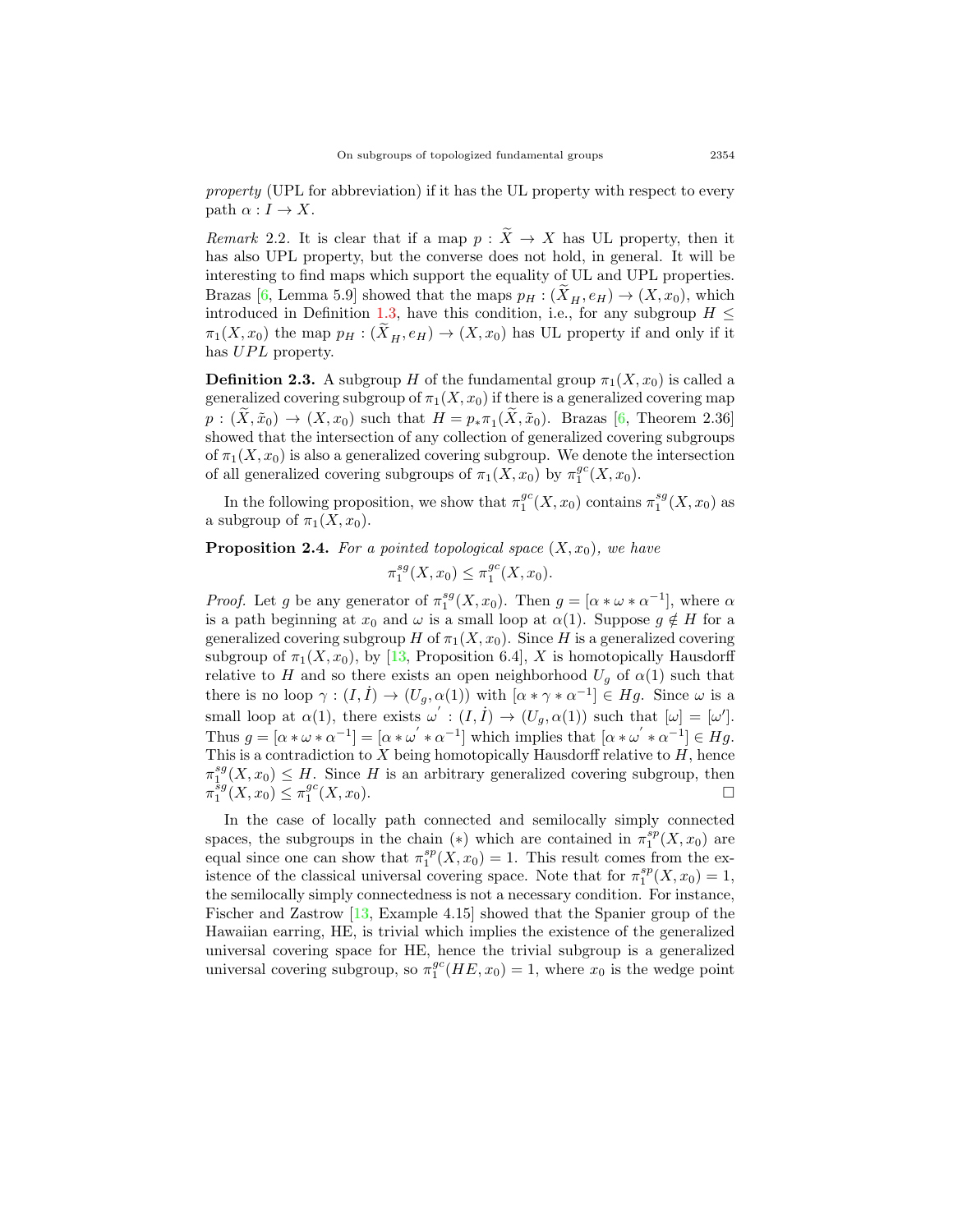*property* (UPL for abbreviation) if it has the UL property with respect to every path $\alpha : I \to X$.

*Remark* 2.2. It is clear that if a map $p : \widetilde{X} \to X$ has UL property, then it has also UPL property, but the converse does not hold, in general. It will be interesting to find maps which support the equality of UL and UPL properties. Brazas [6, Lemma 5.9] showed that the maps $p_H : (\widetilde{X}_H, e_H) \to (X, x_0)$, which introduced in Definition 1.3, have this condition, i.e., for any subgroup $H \leq \pi_1(X, x_0)$ the map $p_H : (\widetilde{X}_H, e_H) \to (X, x_0)$ has UL property if and only if it has $UPL$ property.

**Definition 2.3.** A subgroup $H$ of the fundamental group $\pi_1(X, x_0)$ is called a generalized covering subgroup of $\pi_1(X, x_0)$ if there is a generalized covering map $p : (\widetilde{X}, \tilde{x}_0) \to (X, x_0)$ such that $H = p_* \pi_1(\widetilde{X}, \tilde{x}_0)$. Brazas [6, Theorem 2.36] showed that the intersection of any collection of generalized covering subgroups of $\pi_1(X, x_0)$ is also a generalized covering subgroup. We denote the intersection of all generalized covering subgroups of $\pi_1(X, x_0)$ by $\pi_1^{gc}(X, x_0)$.

In the following proposition, we show that $\pi_1^{gc}(X, x_0)$ contains $\pi_1^{sg}(X, x_0)$ as a subgroup of $\pi_1(X, x_0)$.

**Proposition 2.4.** *For a pointed topological space $(X, x_0)$, we have*

$$\pi_1^{sg}(X, x_0) \leq \pi_1^{gc}(X, x_0).$$

*Proof.* Let $g$ be any generator of $\pi_1^{sg}(X, x_0)$. Then $g = [\alpha * \omega * \alpha^{-1}]$, where $\alpha$ is a path beginning at $x_0$ and $\omega$ is a small loop at $\alpha(1)$. Suppose $g \notin H$ for a generalized covering subgroup $H$ of $\pi_1(X, x_0)$. Since $H$ is a generalized covering subgroup of $\pi_1(X, x_0)$, by [13, Proposition 6.4], $X$ is homotopically Hausdorff relative to $H$ and so there exists an open neighborhood $U_g$ of $\alpha(1)$ such that there is no loop $\gamma : (I, \dot{I}) \to (U_g, \alpha(1))$ with $[\alpha * \gamma * \alpha^{-1}] \in Hg$. Since $\omega$ is a small loop at $\alpha(1)$, there exists $\omega' : (I, \dot{I}) \to (U_g, \alpha(1))$ such that $[\omega] = [\omega']$. Thus $g = [\alpha * \omega * \alpha^{-1}] = [\alpha * \omega' * \alpha^{-1}]$ which implies that $[\alpha * \omega' * \alpha^{-1}] \in Hg$. This is a contradiction to $X$ being homotopically Hausdorff relative to $H$, hence $\pi_1^{sg}(X, x_0) \leq H$. Since $H$ is an arbitrary generalized covering subgroup, then $\pi_1^{sg}(X, x_0) \leq \pi_1^{gc}(X, x_0)$. □

In the case of locally path connected and semilocally simply connected spaces, the subgroups in the chain (∗) which are contained in $\pi_1^{sp}(X, x_0)$ are equal since one can show that $\pi_1^{sp}(X, x_0) = 1$. This result comes from the existence of the classical universal covering space. Note that for $\pi_1^{sp}(X, x_0) = 1$, the semilocally simply connectedness is not a necessary condition. For instance, Fischer and Zastrow [13, Example 4.15] showed that the Spanier group of the Hawaiian earring, HE, is trivial which implies the existence of the generalized universal covering space for HE, hence the trivial subgroup is a generalized universal covering subgroup, so $\pi_1^{gc}(HE, x_0) = 1$, where $x_0$ is the wedge point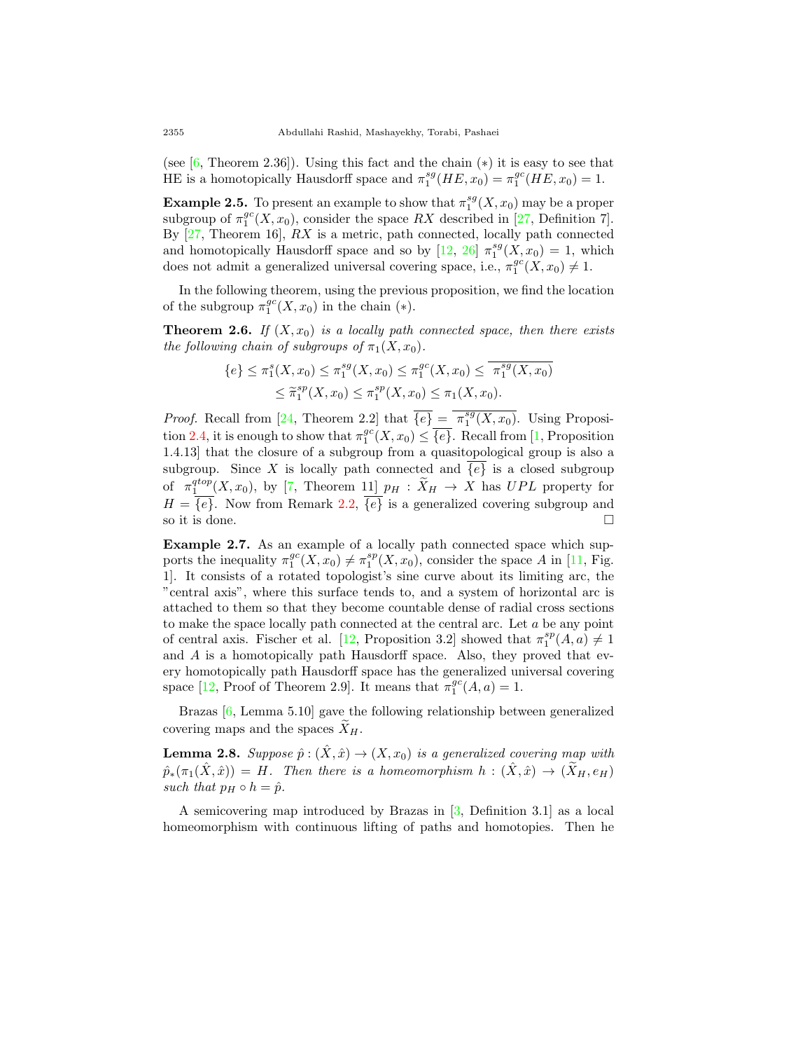(see [6, Theorem 2.36]). Using this fact and the chain (*) it is easy to see that HE is a homotopically Hausdorff space and $\pi_1^{sg}(HE, x_0) = \pi_1^{gc}(HE, x_0) = 1$.

**Example 2.5.** To present an example to show that $\pi_1^{sg}(X, x_0)$ may be a proper subgroup of $\pi_1^{gc}(X, x_0)$, consider the space $RX$ described in [27, Definition 7]. By [27, Theorem 16], $RX$ is a metric, path connected, locally path connected and homotopically Hausdorff space and so by [12, 26] $\pi_1^{sg}(X, x_0) = 1$, which does not admit a generalized universal covering space, i.e., $\pi_1^{gc}(X, x_0) \neq 1$.

In the following theorem, using the previous proposition, we find the location of the subgroup $\pi_1^{gc}(X, x_0)$ in the chain (*).

**Theorem 2.6.** *If $(X, x_0)$ is a locally path connected space, then there exists the following chain of subgroups of $\pi_1(X, x_0)$.*

$$\{e\} \leq \pi_1^{s}(X, x_0) \leq \pi_1^{sg}(X, x_0) \leq \pi_1^{gc}(X, x_0) \leq \overline{\pi_1^{sg}(X, x_0)}$$
$$\leq \widetilde{\pi}_1^{sp}(X, x_0) \leq \pi_1^{sp}(X, x_0) \leq \pi_1(X, x_0).$$

*Proof.* Recall from [24, Theorem 2.2] that $\overline{\{e\}} = \overline{\pi_1^{sg}(X, x_0)}$. Using Proposition 2.4, it is enough to show that $\pi_1^{gc}(X, x_0) \leq \overline{\{e\}}$. Recall from [1, Proposition 1.4.13] that the closure of a subgroup from a quasitopological group is also a subgroup. Since $X$ is locally path connected and $\overline{\{e\}}$ is a closed subgroup of $\pi_1^{qtop}(X, x_0)$, by [7, Theorem 11] $p_H : \widetilde{X}_H \to X$ has $UPL$ property for $H = \overline{\{e\}}$. Now from Remark 2.2, $\overline{\{e\}}$ is a generalized covering subgroup and so it is done. □

**Example 2.7.** As an example of a locally path connected space which supports the inequality $\pi_1^{gc}(X, x_0) \neq \pi_1^{sp}(X, x_0)$, consider the space $A$ in [11, Fig. 1]. It consists of a rotated topologist's sine curve about its limiting arc, the "central axis", where this surface tends to, and a system of horizontal arc is attached to them so that they become countable dense of radial cross sections to make the space locally path connected at the central arc. Let $a$ be any point of central axis. Fischer et al. [12, Proposition 3.2] showed that $\pi_1^{sp}(A, a) \neq 1$ and $A$ is a homotopically path Hausdorff space. Also, they proved that every homotopically path Hausdorff space has the generalized universal covering space [12, Proof of Theorem 2.9]. It means that $\pi_1^{gc}(A, a) = 1$.

Brazas [6, Lemma 5.10] gave the following relationship between generalized covering maps and the spaces $\widetilde{X}_H$.

**Lemma 2.8.** *Suppose $\hat{p} : (\hat{X}, \hat{x}) \to (X, x_0)$ is a generalized covering map with $\hat{p}_*(\pi_1(\hat{X}, \hat{x})) = H$. Then there is a homeomorphism $h : (\hat{X}, \hat{x}) \to (\widetilde{X}_H, e_H)$ such that $p_H \circ h = \hat{p}$.*

A semicovering map introduced by Brazas in [3, Definition 3.1] as a local homeomorphism with continuous lifting of paths and homotopies. Then he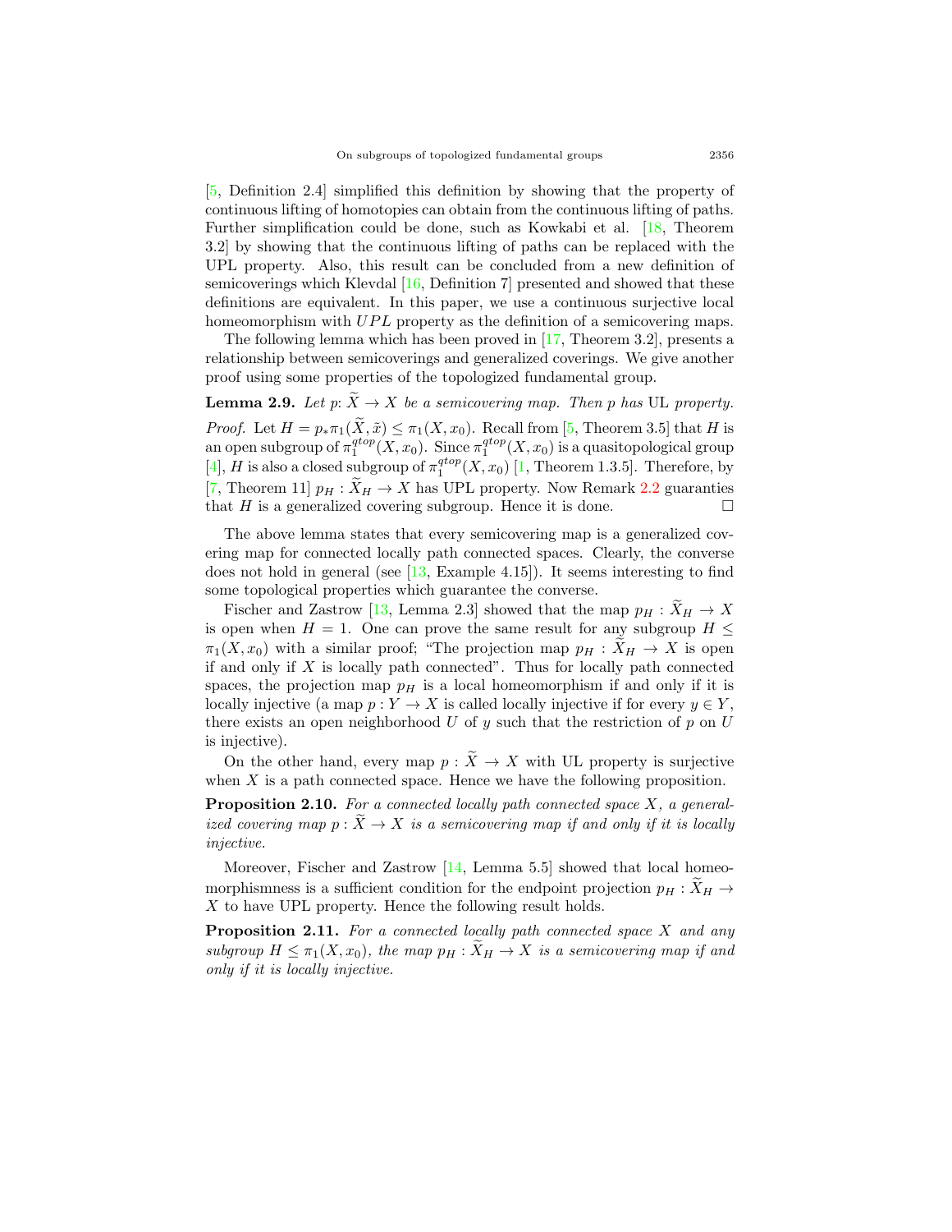[5, Definition 2.4] simplified this definition by showing that the property of continuous lifting of homotopies can obtain from the continuous lifting of paths. Further simplification could be done, such as Kowkabi et al. [18, Theorem 3.2] by showing that the continuous lifting of paths can be replaced with the UPL property. Also, this result can be concluded from a new definition of semicoverings which Klevdal [16, Definition 7] presented and showed that these definitions are equivalent. In this paper, we use a continuous surjective local homeomorphism with $UPL$ property as the definition of a semicovering maps.

The following lemma which has been proved in [17, Theorem 3.2], presents a relationship between semicoverings and generalized coverings. We give another proof using some properties of the topologized fundamental group.

**Lemma 2.9.** *Let $p$: $\widetilde{X} \to X$ be a semicovering map. Then $p$ has* UL *property.*

*Proof.* Let $H = p_*\pi_1(\widetilde{X}, \tilde{x}) \leq \pi_1(X, x_0)$. Recall from [5, Theorem 3.5] that $H$ is an open subgroup of $\pi_1^{qtop}(X, x_0)$. Since $\pi_1^{qtop}(X, x_0)$ is a quasitopological group [4], $H$ is also a closed subgroup of $\pi_1^{qtop}(X, x_0)$ [1, Theorem 1.3.5]. Therefore, by [7, Theorem 11] $p_H : \widetilde{X}_H \to X$ has UPL property. Now Remark 2.2 guaranties that $H$ is a generalized covering subgroup. Hence it is done. $\square$

The above lemma states that every semicovering map is a generalized covering map for connected locally path connected spaces. Clearly, the converse does not hold in general (see [13, Example 4.15]). It seems interesting to find some topological properties which guarantee the converse.

Fischer and Zastrow [13, Lemma 2.3] showed that the map $p_H : \widetilde{X}_H \to X$ is open when $H = 1$. One can prove the same result for any subgroup $H \leq \pi_1(X, x_0)$ with a similar proof; "The projection map $p_H : \widetilde{X}_H \to X$ is open if and only if $X$ is locally path connected". Thus for locally path connected spaces, the projection map $p_H$ is a local homeomorphism if and only if it is locally injective (a map $p : Y \to X$ is called locally injective if for every $y \in Y$, there exists an open neighborhood $U$ of $y$ such that the restriction of $p$ on $U$ is injective).

On the other hand, every map $p : \widetilde{X} \to X$ with UL property is surjective when $X$ is a path connected space. Hence we have the following proposition.

**Proposition 2.10.** *For a connected locally path connected space $X$, a generalized covering map $p : \widetilde{X} \to X$ is a semicovering map if and only if it is locally injective.*

Moreover, Fischer and Zastrow [14, Lemma 5.5] showed that local homeomorphismness is a sufficient condition for the endpoint projection $p_H : \widetilde{X}_H \to X$ to have UPL property. Hence the following result holds.

**Proposition 2.11.** *For a connected locally path connected space $X$ and any subgroup $H \leq \pi_1(X, x_0)$, the map $p_H : \widetilde{X}_H \to X$ is a semicovering map if and only if it is locally injective.*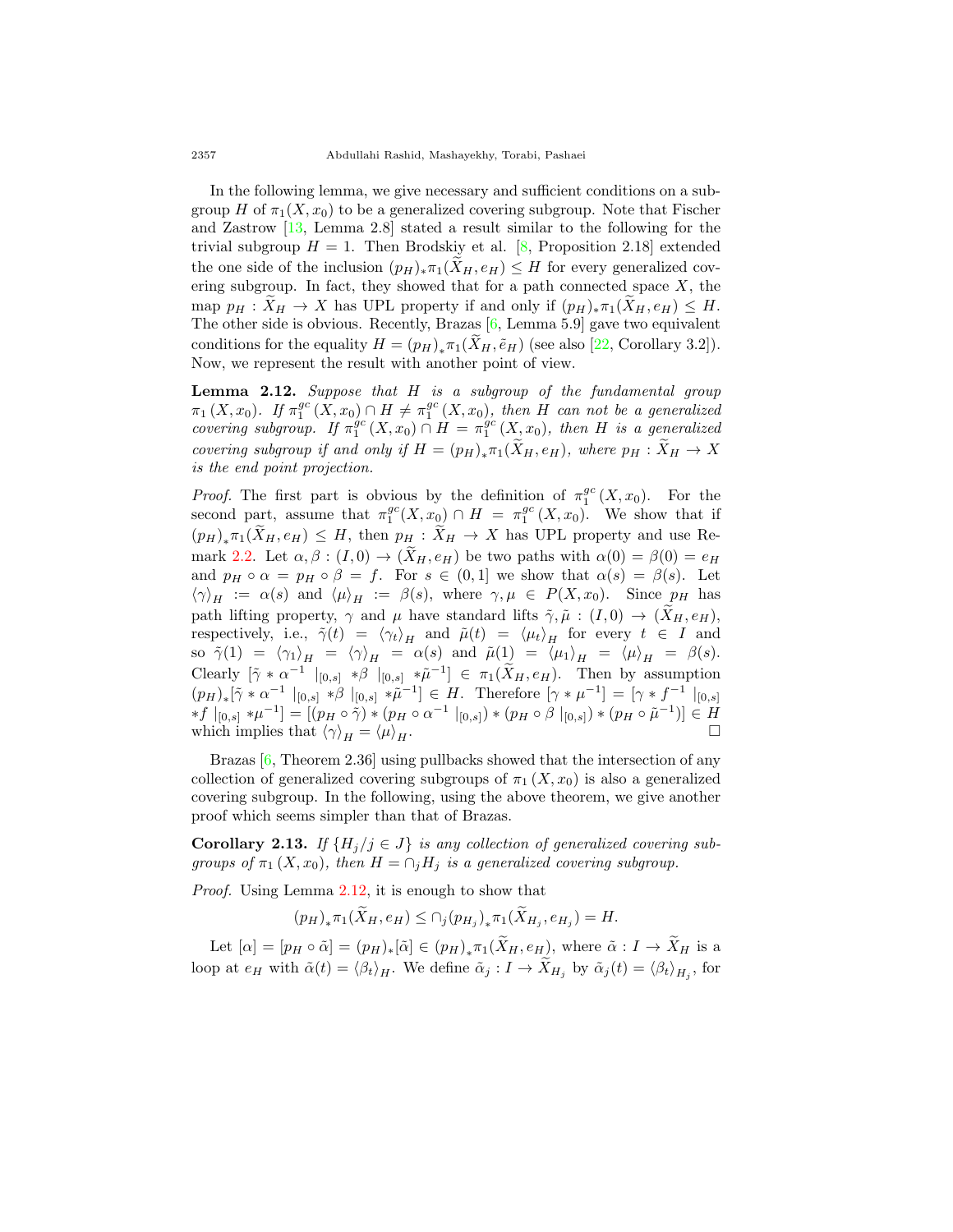In the following lemma, we give necessary and sufficient conditions on a subgroup $H$ of $\pi_1(X, x_0)$ to be a generalized covering subgroup. Note that Fischer and Zastrow [13, Lemma 2.8] stated a result similar to the following for the trivial subgroup $H = 1$. Then Brodskiy et al. [8, Proposition 2.18] extended the one side of the inclusion $(p_H)_*\pi_1(\widetilde{X}_H, e_H) \leq H$ for every generalized covering subgroup. In fact, they showed that for a path connected space $X$, the map $p_H : \widetilde{X}_H \to X$ has UPL property if and only if $(p_H)_*\pi_1(\widetilde{X}_H, e_H) \leq H$. The other side is obvious. Recently, Brazas [6, Lemma 5.9] gave two equivalent conditions for the equality $H = (p_H)_*\pi_1(\widetilde{X}_H, \tilde{e}_H)$ (see also [22, Corollary 3.2]). Now, we represent the result with another point of view.

**Lemma 2.12.** *Suppose that $H$ is a subgroup of the fundamental group $\pi_1(X, x_0)$. If $\pi_1^{gc}(X, x_0) \cap H \neq \pi_1^{gc}(X, x_0)$, then $H$ can not be a generalized covering subgroup. If $\pi_1^{gc}(X, x_0) \cap H = \pi_1^{gc}(X, x_0)$, then $H$ is a generalized covering subgroup if and only if $H = (p_H)_*\pi_1(\widetilde{X}_H, e_H)$, where $p_H : \widetilde{X}_H \to X$ is the end point projection.*

*Proof.* The first part is obvious by the definition of $\pi_1^{gc}(X, x_0)$. For the second part, assume that $\pi_1^{gc}(X, x_0) \cap H = \pi_1^{gc}(X, x_0)$. We show that if $(p_H)_*\pi_1(\widetilde{X}_H, e_H) \leq H$, then $p_H : \widetilde{X}_H \to X$ has UPL property and use Remark 2.2. Let $\alpha, \beta : (I, 0) \to (\widetilde{X}_H, e_H)$ be two paths with $\alpha(0) = \beta(0) = e_H$ and $p_H \circ \alpha = p_H \circ \beta = f$. For $s \in (0, 1]$ we show that $\alpha(s) = \beta(s)$. Let $\langle\gamma\rangle_H := \alpha(s)$ and $\langle\mu\rangle_H := \beta(s)$, where $\gamma, \mu \in P(X, x_0)$. Since $p_H$ has path lifting property, $\gamma$ and $\mu$ have standard lifts $\tilde{\gamma}, \tilde{\mu} : (I, 0) \to (\widetilde{X}_H, e_H)$, respectively, i.e., $\tilde{\gamma}(t) = \langle\gamma_t\rangle_H$ and $\tilde{\mu}(t) = \langle\mu_t\rangle_H$ for every $t \in I$ and so $\tilde{\gamma}(1) = \langle\gamma_1\rangle_H = \langle\gamma\rangle_H = \alpha(s)$ and $\tilde{\mu}(1) = \langle\mu_1\rangle_H = \langle\mu\rangle_H = \beta(s)$. Clearly $[\tilde{\gamma} * \alpha^{-1}\mid_{[0,s]} * \beta\mid_{[0,s]} * \tilde{\mu}^{-1}] \in \pi_1(\widetilde{X}_H, e_H)$. Then by assumption $(p_H)_*[\tilde{\gamma} * \alpha^{-1}\mid_{[0,s]} * \beta\mid_{[0,s]} * \tilde{\mu}^{-1}] \in H$. Therefore $[\gamma * \mu^{-1}] = [\gamma * f^{-1}\mid_{[0,s]} * f\mid_{[0,s]} * \mu^{-1}] = [(p_H \circ \tilde{\gamma}) * (p_H \circ \alpha^{-1}\mid_{[0,s]}) * (p_H \circ \beta\mid_{[0,s]}) * (p_H \circ \tilde{\mu}^{-1})] \in H$ which implies that $\langle\gamma\rangle_H = \langle\mu\rangle_H$. □

Brazas [6, Theorem 2.36] using pullbacks showed that the intersection of any collection of generalized covering subgroups of $\pi_1(X, x_0)$ is also a generalized covering subgroup. In the following, using the above theorem, we give another proof which seems simpler than that of Brazas.

**Corollary 2.13.** *If $\{H_j / j \in J\}$ is any collection of generalized covering subgroups of $\pi_1(X, x_0)$, then $H = \cap_j H_j$ is a generalized covering subgroup.*

*Proof.* Using Lemma 2.12, it is enough to show that

$$(p_H)_*\pi_1(\widetilde{X}_H, e_H) \leq \cap_j (p_{H_j})_*\pi_1(\widetilde{X}_{H_j}, e_{H_j}) = H.$$

Let $[\alpha] = [p_H \circ \tilde{\alpha}] = (p_H)_*[\tilde{\alpha}] \in (p_H)_*\pi_1(\widetilde{X}_H, e_H)$, where $\tilde{\alpha} : I \to \widetilde{X}_H$ is a loop at $e_H$ with $\tilde{\alpha}(t) = \langle\beta_t\rangle_H$. We define $\tilde{\alpha}_j : I \to \widetilde{X}_{H_j}$ by $\tilde{\alpha}_j(t) = \langle\beta_t\rangle_{H_j}$, for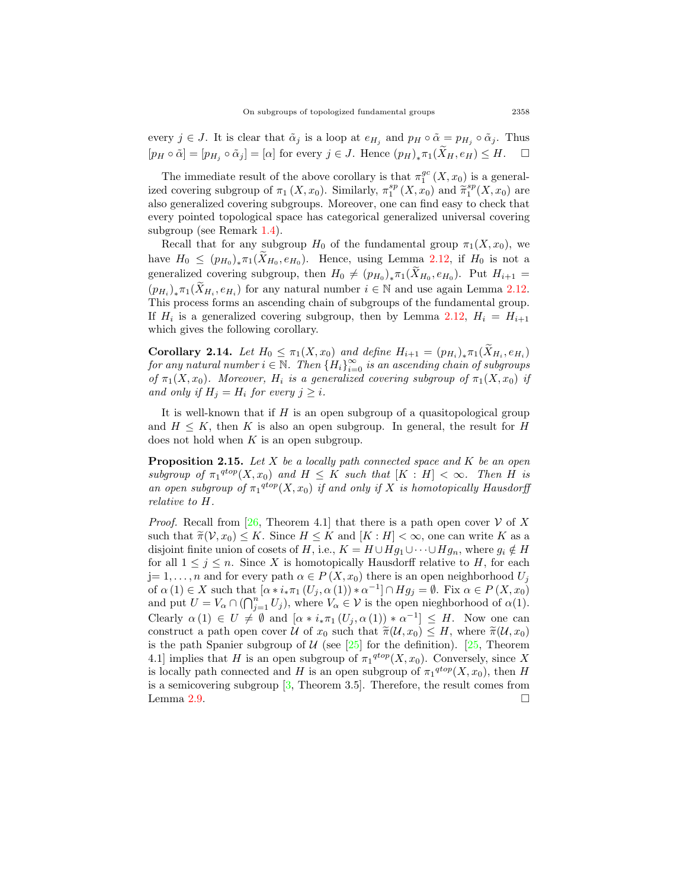every $j \in J$. It is clear that $\tilde{\alpha}_j$ is a loop at $e_{H_j}$ and $p_H \circ \tilde{\alpha} = p_{H_j} \circ \tilde{\alpha}_j$. Thus $[p_H \circ \tilde{\alpha}] = [p_{H_j} \circ \tilde{\alpha}_j] = [\alpha]$ for every $j \in J$. Hence $(p_H)_* \pi_1(\widetilde{X}_H, e_H) \leq H$. $\square$

The immediate result of the above corollary is that $\pi_1^{gc}(X, x_0)$ is a generalized covering subgroup of $\pi_1(X, x_0)$. Similarly, $\pi_1^{sp}(X, x_0)$ and $\widetilde{\pi}_1^{sp}(X, x_0)$ are also generalized covering subgroups. Moreover, one can find easy to check that every pointed topological space has categorical generalized universal covering subgroup (see Remark 1.4).

Recall that for any subgroup $H_0$ of the fundamental group $\pi_1(X, x_0)$, we have $H_0 \leq (p_{H_0})_* \pi_1(\widetilde{X}_{H_0}, e_{H_0})$. Hence, using Lemma 2.12, if $H_0$ is not a generalized covering subgroup, then $H_0 \neq (p_{H_0})_* \pi_1(\widetilde{X}_{H_0}, e_{H_0})$. Put $H_{i+1} = (p_{H_i})_* \pi_1(\widetilde{X}_{H_i}, e_{H_i})$ for any natural number $i \in \mathbb{N}$ and use again Lemma 2.12. This process forms an ascending chain of subgroups of the fundamental group. If $H_i$ is a generalized covering subgroup, then by Lemma 2.12, $H_i = H_{i+1}$ which gives the following corollary.

**Corollary 2.14.** *Let $H_0 \leq \pi_1(X, x_0)$ and define $H_{i+1} = (p_{H_i})_* \pi_1(\widetilde{X}_{H_i}, e_{H_i})$ for any natural number $i \in \mathbb{N}$. Then $\{H_i\}_{i=0}^{\infty}$ is an ascending chain of subgroups of $\pi_1(X, x_0)$. Moreover, $H_i$ is a generalized covering subgroup of $\pi_1(X, x_0)$ if and only if $H_j = H_i$ for every $j \geq i$.*

It is well-known that if $H$ is an open subgroup of a quasitopological group and $H \leq K$, then $K$ is also an open subgroup. In general, the result for $H$ does not hold when $K$ is an open subgroup.

**Proposition 2.15.** *Let $X$ be a locally path connected space and $K$ be an open subgroup of ${\pi_1}^{qtop}(X, x_0)$ and $H \leq K$ such that $[K : H] < \infty$. Then $H$ is an open subgroup of ${\pi_1}^{qtop}(X, x_0)$ if and only if $X$ is homotopically Hausdorff relative to $H$.*

*Proof.* Recall from [26, Theorem 4.1] that there is a path open cover $\mathcal{V}$ of $X$ such that $\widetilde{\pi}(\mathcal{V}, x_0) \leq K$. Since $H \leq K$ and $[K : H] < \infty$, one can write $K$ as a disjoint finite union of cosets of $H$, i.e., $K = H \cup Hg_1 \cup \cdots \cup Hg_n$, where $g_i \notin H$ for all $1 \leq j \leq n$. Since $X$ is homotopically Hausdorff relative to $H$, for each j$= 1, \ldots, n$ and for every path $\alpha \in P(X, x_0)$ there is an open neighborhood $U_j$ of $\alpha(1) \in X$ such that $[\alpha * i_* \pi_1(U_j, \alpha(1)) * \alpha^{-1}] \cap Hg_j = \emptyset$. Fix $\alpha \in P(X, x_0)$ and put $U = V_\alpha \cap (\bigcap_{j=1}^{n} U_j)$, where $V_\alpha \in \mathcal{V}$ is the open nieghborhood of $\alpha(1)$. Clearly $\alpha(1) \in U \neq \emptyset$ and $[\alpha * i_* \pi_1(U_j, \alpha(1)) * \alpha^{-1}] \leq H$. Now one can construct a path open cover $\mathcal{U}$ of $x_0$ such that $\widetilde{\pi}(\mathcal{U}, x_0) \leq H$, where $\widetilde{\pi}(\mathcal{U}, x_0)$ is the path Spanier subgroup of $\mathcal{U}$ (see [25] for the definition). [25, Theorem 4.1] implies that $H$ is an open subgroup of ${\pi_1}^{qtop}(X, x_0)$. Conversely, since $X$ is locally path connected and $H$ is an open subgroup of ${\pi_1}^{qtop}(X, x_0)$, then $H$ is a semicovering subgroup [3, Theorem 3.5]. Therefore, the result comes from Lemma 2.9. $\square$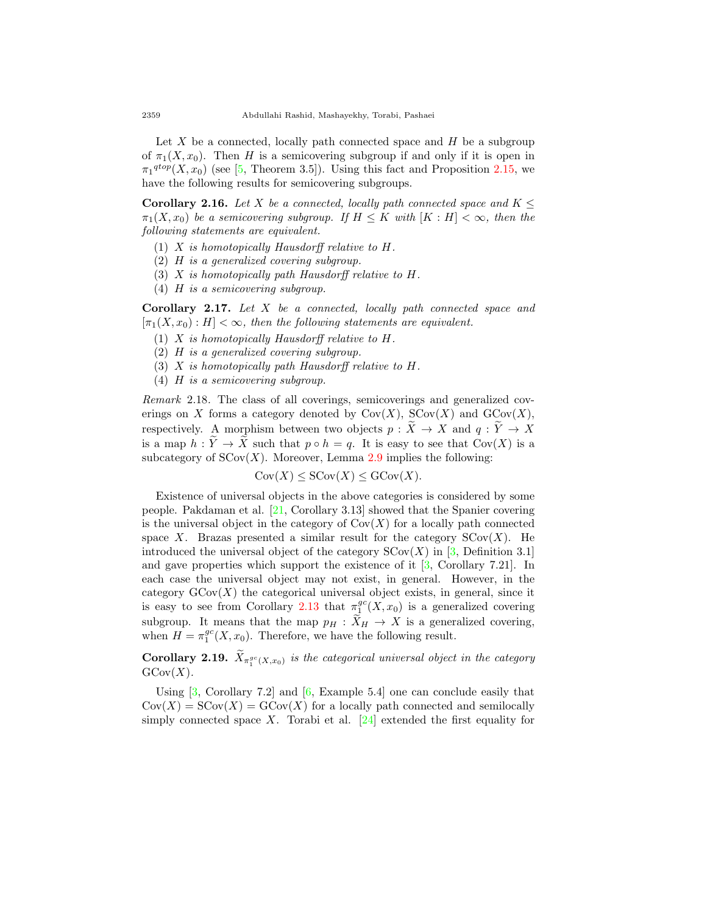Let $X$ be a connected, locally path connected space and $H$ be a subgroup of $\pi_1(X, x_0)$. Then $H$ is a semicovering subgroup if and only if it is open in ${\pi_1}^{qtop}(X, x_0)$ (see [5, Theorem 3.5]). Using this fact and Proposition 2.15, we have the following results for semicovering subgroups.

**Corollary 2.16.** *Let $X$ be a connected, locally path connected space and $K \leq \pi_1(X, x_0)$ be a semicovering subgroup. If $H \leq K$ with $[K : H] < \infty$, then the following statements are equivalent.*

1. *$X$ is homotopically Hausdorff relative to $H$.*
2. *$H$ is a generalized covering subgroup.*
3. *$X$ is homotopically path Hausdorff relative to $H$.*
4. *$H$ is a semicovering subgroup.*

**Corollary 2.17.** *Let $X$ be a connected, locally path connected space and $[\pi_1(X, x_0) : H] < \infty$, then the following statements are equivalent.*

1. *$X$ is homotopically Hausdorff relative to $H$.*
2. *$H$ is a generalized covering subgroup.*
3. *$X$ is homotopically path Hausdorff relative to $H$.*
4. *$H$ is a semicovering subgroup.*

*Remark* 2.18. The class of all coverings, semicoverings and generalized coverings on $X$ forms a category denoted by $\mathrm{Cov}(X)$, $\mathrm{SCov}(X)$ and $\mathrm{GCov}(X)$, respectively. A morphism between two objects $p : \widetilde{X} \to X$ and $q : \widetilde{Y} \to X$ is a map $h : \widetilde{Y} \to \widetilde{X}$ such that $p \circ h = q$. It is easy to see that $\mathrm{Cov}(X)$ is a subcategory of $\mathrm{SCov}(X)$. Moreover, Lemma 2.9 implies the following:

$$\mathrm{Cov}(X) \leq \mathrm{SCov}(X) \leq \mathrm{GCov}(X).$$

Existence of universal objects in the above categories is considered by some people. Pakdaman et al. [21, Corollary 3.13] showed that the Spanier covering is the universal object in the category of $\mathrm{Cov}(X)$ for a locally path connected space $X$. Brazas presented a similar result for the category $\mathrm{SCov}(X)$. He introduced the universal object of the category $\mathrm{SCov}(X)$ in [3, Definition 3.1] and gave properties which support the existence of it [3, Corollary 7.21]. In each case the universal object may not exist, in general. However, in the category $\mathrm{GCov}(X)$ the categorical universal object exists, in general, since it is easy to see from Corollary 2.13 that $\pi_1^{gc}(X, x_0)$ is a generalized covering subgroup. It means that the map $p_H : \widetilde{X}_H \to X$ is a generalized covering, when $H = \pi_1^{gc}(X, x_0)$. Therefore, we have the following result.

**Corollary 2.19.** *$\widetilde{X}_{\pi_1^{gc}(X,x_0)}$ is the categorical universal object in the category $\mathrm{GCov}(X)$.*

Using [3, Corollary 7.2] and [6, Example 5.4] one can conclude easily that $\mathrm{Cov}(X) = \mathrm{SCov}(X) = \mathrm{GCov}(X)$ for a locally path connected and semilocally simply connected space $X$. Torabi et al. [24] extended the first equality for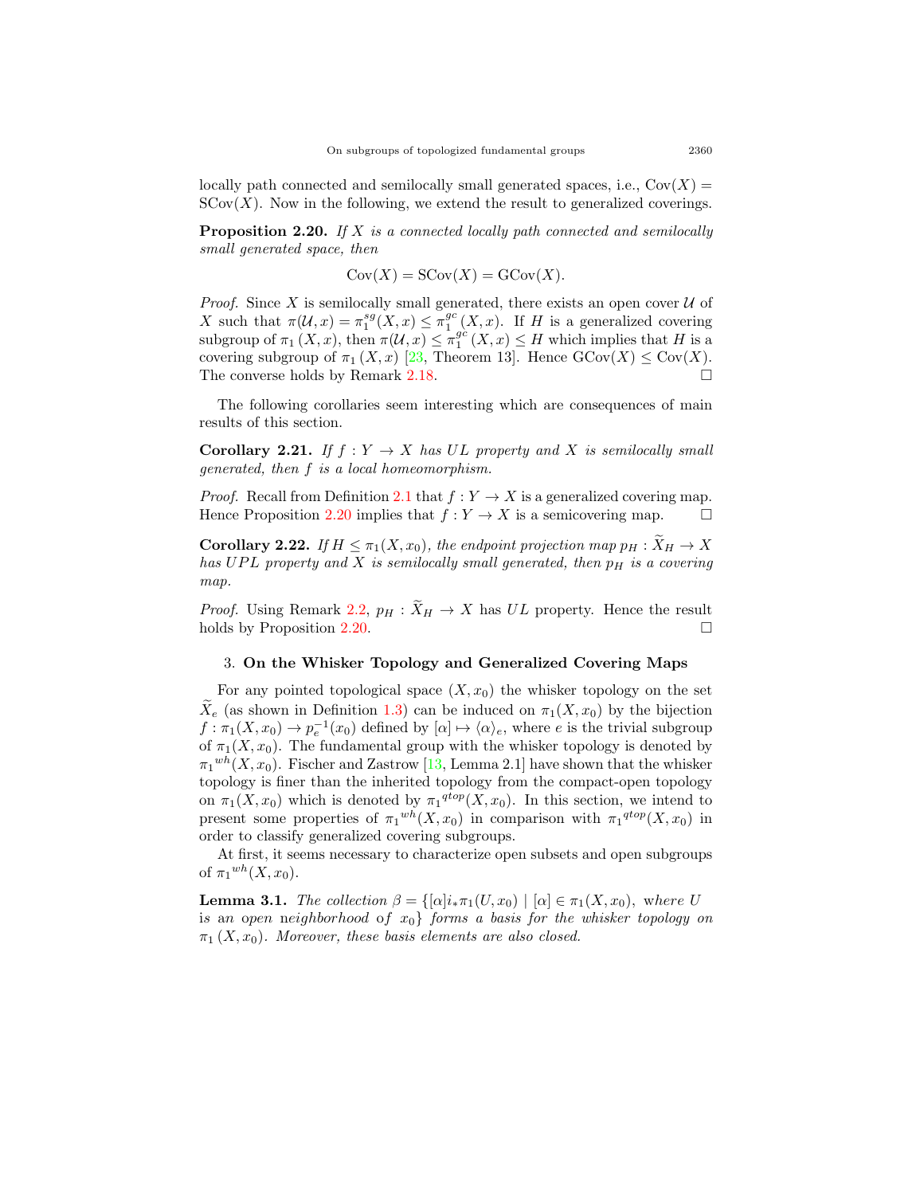locally path connected and semilocally small generated spaces, i.e., $\mathrm{Cov}(X) = \mathrm{SCov}(X)$. Now in the following, we extend the result to generalized coverings.

**Proposition 2.20.** *If $X$ is a connected locally path connected and semilocally small generated space, then*

$$\mathrm{Cov}(X) = \mathrm{SCov}(X) = \mathrm{GCov}(X).$$

*Proof.* Since $X$ is semilocally small generated, there exists an open cover $\mathcal{U}$ of $X$ such that $\pi(\mathcal{U}, x) = \pi_1^{sg}(X, x) \leq \pi_1^{gc}(X, x)$. If $H$ is a generalized covering subgroup of $\pi_1(X, x)$, then $\pi(\mathcal{U}, x) \leq \pi_1^{gc}(X, x) \leq H$ which implies that $H$ is a covering subgroup of $\pi_1(X, x)$ [23, Theorem 13]. Hence $\mathrm{GCov}(X) \leq \mathrm{Cov}(X)$. The converse holds by Remark 2.18. □

The following corollaries seem interesting which are consequences of main results of this section.

**Corollary 2.21.** *If $f : Y \to X$ has $UL$ property and $X$ is semilocally small generated, then $f$ is a local homeomorphism.*

*Proof.* Recall from Definition 2.1 that $f : Y \to X$ is a generalized covering map. Hence Proposition 2.20 implies that $f : Y \to X$ is a semicovering map. □

**Corollary 2.22.** *If $H \leq \pi_1(X, x_0)$, the endpoint projection map $p_H : \widetilde{X}_H \to X$ has $UPL$ property and $X$ is semilocally small generated, then $p_H$ is a covering map.*

*Proof.* Using Remark 2.2, $p_H : \widetilde{X}_H \to X$ has $UL$ property. Hence the result holds by Proposition 2.20. □

## 3. On the Whisker Topology and Generalized Covering Maps

For any pointed topological space $(X, x_0)$ the whisker topology on the set $\widetilde{X}_e$ (as shown in Definition 1.3) can be induced on $\pi_1(X, x_0)$ by the bijection $f : \pi_1(X, x_0) \to p_e^{-1}(x_0)$ defined by $[\alpha] \mapsto \langle\alpha\rangle_e$, where $e$ is the trivial subgroup of $\pi_1(X, x_0)$. The fundamental group with the whisker topology is denoted by ${\pi_1}^{wh}(X, x_0)$. Fischer and Zastrow [13, Lemma 2.1] have shown that the whisker topology is finer than the inherited topology from the compact-open topology on $\pi_1(X, x_0)$ which is denoted by ${\pi_1}^{qtop}(X, x_0)$. In this section, we intend to present some properties of ${\pi_1}^{wh}(X, x_0)$ in comparison with ${\pi_1}^{qtop}(X, x_0)$ in order to classify generalized covering subgroups.

At first, it seems necessary to characterize open subsets and open subgroups of ${\pi_1}^{wh}(X, x_0)$.

**Lemma 3.1.** *The collection $\beta = \{[\alpha] i_* \pi_1(U, x_0) \mid [\alpha] \in \pi_1(X, x_0)$, where $U$ is an open neighborhood of $x_0\}$ forms a basis for the whisker topology on $\pi_1(X, x_0)$. Moreover, these basis elements are also closed.*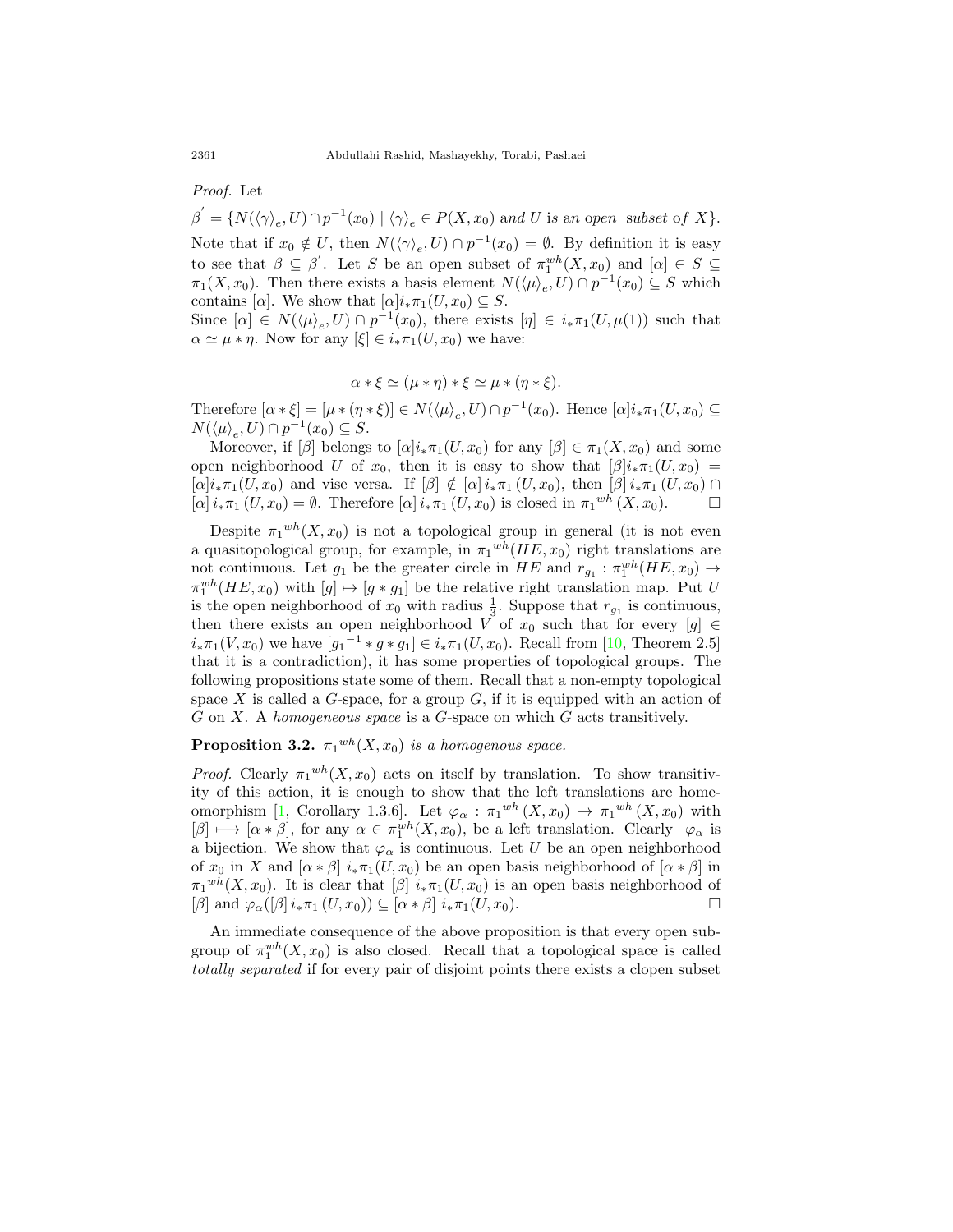*Proof.* Let

$\beta^{'} = \{N(\langle\gamma\rangle_e, U) \cap p^{-1}(x_0) \mid \langle\gamma\rangle_e \in P(X, x_0)$ *and* $U$ *is an open subset of* $X\}$.

Note that if $x_0 \notin U$, then $N(\langle\gamma\rangle_e, U) \cap p^{-1}(x_0) = \emptyset$. By definition it is easy to see that $\beta \subseteq \beta^{'}$. Let $S$ be an open subset of $\pi_1^{wh}(X, x_0)$ and $[\alpha] \in S \subseteq \pi_1(X, x_0)$. Then there exists a basis element $N(\langle\mu\rangle_e, U) \cap p^{-1}(x_0) \subseteq S$ which contains $[\alpha]$. We show that $[\alpha]i_*\pi_1(U, x_0) \subseteq S$.

Since $[\alpha] \in N(\langle\mu\rangle_e, U) \cap p^{-1}(x_0)$, there exists $[\eta] \in i_*\pi_1(U, \mu(1))$ such that $\alpha \simeq \mu * \eta$. Now for any $[\xi] \in i_*\pi_1(U, x_0)$ we have:

$$\alpha * \xi \simeq (\mu * \eta) * \xi \simeq \mu * (\eta * \xi).$$

Therefore $[\alpha * \xi] = [\mu * (\eta * \xi)] \in N(\langle\mu\rangle_e, U) \cap p^{-1}(x_0)$. Hence $[\alpha]i_*\pi_1(U, x_0) \subseteq N(\langle\mu\rangle_e, U) \cap p^{-1}(x_0) \subseteq S$.

Moreover, if $[\beta]$ belongs to $[\alpha]i_*\pi_1(U, x_0)$ for any $[\beta] \in \pi_1(X, x_0)$ and some open neighborhood $U$ of $x_0$, then it is easy to show that $[\beta]i_*\pi_1(U, x_0) = [\alpha]i_*\pi_1(U, x_0)$ and vise versa. If $[\beta] \notin [\alpha]\, i_*\pi_1(U, x_0)$, then $[\beta]\, i_*\pi_1(U, x_0) \cap [\alpha]\, i_*\pi_1(U, x_0) = \emptyset$. Therefore $[\alpha]\, i_*\pi_1(U, x_0)$ is closed in ${\pi_1}^{wh}(X, x_0)$. □

Despite ${\pi_1}^{wh}(X, x_0)$ is not a topological group in general (it is not even a quasitopological group, for example, in ${\pi_1}^{wh}(HE, x_0)$ right translations are not continuous. Let $g_1$ be the greater circle in $HE$ and $r_{g_1} : \pi_1^{wh}(HE, x_0) \to \pi_1^{wh}(HE, x_0)$ with $[g] \mapsto [g * g_1]$ be the relative right translation map. Put $U$ is the open neighborhood of $x_0$ with radius $\frac{1}{3}$. Suppose that $r_{g_1}$ is continuous, then there exists an open neighborhood $V$ of $x_0$ such that for every $[g] \in i_*\pi_1(V, x_0)$ we have $[{g_1}^{-1} * g * g_1] \in i_*\pi_1(U, x_0)$. Recall from [10, Theorem 2.5] that it is a contradiction), it has some properties of topological groups. The following propositions state some of them. Recall that a non-empty topological space $X$ is called a $G$-space, for a group $G$, if it is equipped with an action of $G$ on $X$. A *homogeneous space* is a $G$-space on which $G$ acts transitively.

**Proposition 3.2.** *${\pi_1}^{wh}(X, x_0)$ is a homogenous space.*

*Proof.* Clearly ${\pi_1}^{wh}(X, x_0)$ acts on itself by translation. To show transitivity of this action, it is enough to show that the left translations are homeomorphism [1, Corollary 1.3.6]. Let $\varphi_\alpha : {\pi_1}^{wh}(X, x_0) \to {\pi_1}^{wh}(X, x_0)$ with $[\beta] \longmapsto [\alpha * \beta]$, for any $\alpha \in \pi_1^{wh}(X, x_0)$, be a left translation. Clearly $\varphi_\alpha$ is a bijection. We show that $\varphi_\alpha$ is continuous. Let $U$ be an open neighborhood of $x_0$ in $X$ and $[\alpha * \beta]\, i_*\pi_1(U, x_0)$ be an open basis neighborhood of $[\alpha * \beta]$ in ${\pi_1}^{wh}(X, x_0)$. It is clear that $[\beta]\, i_*\pi_1(U, x_0)$ is an open basis neighborhood of $[\beta]$ and $\varphi_\alpha([\beta]\, i_*\pi_1(U, x_0)) \subseteq [\alpha * \beta]\, i_*\pi_1(U, x_0)$. □

An immediate consequence of the above proposition is that every open subgroup of $\pi_1^{wh}(X, x_0)$ is also closed. Recall that a topological space is called *totally separated* if for every pair of disjoint points there exists a clopen subset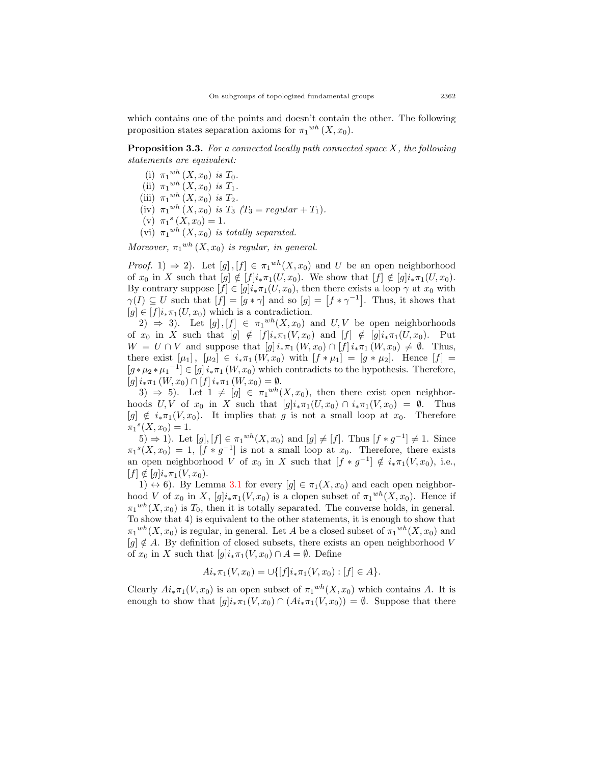which contains one of the points and doesn't contain the other. The following proposition states separation axioms for ${\pi_1}^{wh}(X, x_0)$.

**Proposition 3.3.** *For a connected locally path connected space $X$, the following statements are equivalent:*

(i) ${\pi_1}^{wh}(X, x_0)$ *is* $T_0$.
(ii) ${\pi_1}^{wh}(X, x_0)$ *is* $T_1$.
(iii) ${\pi_1}^{wh}(X, x_0)$ *is* $T_2$.
(iv) ${\pi_1}^{wh}(X, x_0)$ *is* $T_3$ *(*$T_3 = regular + T_1$*)*.
(v) ${\pi_1}^{s}(X, x_0) = 1$.
(vi) ${\pi_1}^{wh}(X, x_0)$ *is totally separated.*

*Moreover,* ${\pi_1}^{wh}(X, x_0)$ *is regular, in general.*

*Proof.* 1) $\Rightarrow$ 2). Let $[g], [f] \in {\pi_1}^{wh}(X, x_0)$ and $U$ be an open neighborhood of $x_0$ in $X$ such that $[g] \notin [f]i_*\pi_1(U, x_0)$. We show that $[f] \notin [g]i_*\pi_1(U, x_0)$. By contrary suppose $[f] \in [g]i_*\pi_1(U, x_0)$, then there exists a loop $\gamma$ at $x_0$ with $\gamma(I) \subseteq U$ such that $[f] = [g * \gamma]$ and so $[g] = \left[f * \gamma^{-1}\right]$. Thus, it shows that $[g] \in [f]i_*\pi_1(U, x_0)$ which is a contradiction.

2) $\Rightarrow$ 3). Let $[g], [f] \in {\pi_1}^{wh}(X, x_0)$ and $U, V$ be open neighborhoods of $x_0$ in $X$ such that $[g] \notin [f]i_*\pi_1(V, x_0)$ and $[f] \notin [g]i_*\pi_1(U, x_0)$. Put $W = U \cap V$ and suppose that $[g]\, i_*\pi_1(W, x_0) \cap [f]\, i_*\pi_1(W, x_0) \neq \emptyset$. Thus, there exist $[\mu_1]$, $[\mu_2] \in i_*\pi_1(W, x_0)$ with $[f * \mu_1] = [g * \mu_2]$. Hence $[f] = [g * \mu_2 * {\mu_1}^{-1}] \in [g]\, i_*\pi_1(W, x_0)$ which contradicts to the hypothesis. Therefore, $[g]\, i_*\pi_1(W, x_0) \cap [f]\, i_*\pi_1(W, x_0) = \emptyset$.

3) $\Rightarrow$ 5). Let $1 \neq [g] \in {\pi_1}^{wh}(X, x_0)$, then there exist open neighborhoods $U, V$ of $x_0$ in $X$ such that $[g]i_*\pi_1(U, x_0) \cap i_*\pi_1(V, x_0) = \emptyset$. Thus $[g] \notin i_*\pi_1(V, x_0)$. It implies that $g$ is not a small loop at $x_0$. Therefore ${\pi_1}^{s}(X, x_0) = 1$.

5) $\Rightarrow$ 1). Let $[g], [f] \in {\pi_1}^{wh}(X, x_0)$ and $[g] \neq [f]$. Thus $[f * g^{-1}] \neq 1$. Since ${\pi_1}^{s}(X, x_0) = 1$, $[f * g^{-1}]$ is not a small loop at $x_0$. Therefore, there exists an open neighborhood $V$ of $x_0$ in $X$ such that $[f * g^{-1}] \notin i_*\pi_1(V, x_0)$, i.e., $[f] \notin [g]i_*\pi_1(V, x_0)$.

1) $\leftrightarrow$ 6). By Lemma 3.1 for every $[g] \in \pi_1(X, x_0)$ and each open neighborhood $V$ of $x_0$ in $X$, $[g]i_*\pi_1(V, x_0)$ is a clopen subset of ${\pi_1}^{wh}(X, x_0)$. Hence if ${\pi_1}^{wh}(X, x_0)$ is $T_0$, then it is totally separated. The converse holds, in general. To show that 4) is equivalent to the other statements, it is enough to show that ${\pi_1}^{wh}(X, x_0)$ is regular, in general. Let $A$ be a closed subset of ${\pi_1}^{wh}(X, x_0)$ and $[g] \notin A$. By definition of closed subsets, there exists an open neighborhood $V$ of $x_0$ in $X$ such that $[g]i_*\pi_1(V, x_0) \cap A = \emptyset$. Define

$$Ai_*\pi_1(V, x_0) = \cup\{[f]i_*\pi_1(V, x_0) : [f] \in A\}.$$

Clearly $Ai_*\pi_1(V, x_0)$ is an open subset of ${\pi_1}^{wh}(X, x_0)$ which contains $A$. It is enough to show that $[g]i_*\pi_1(V, x_0) \cap (Ai_*\pi_1(V, x_0)) = \emptyset$. Suppose that there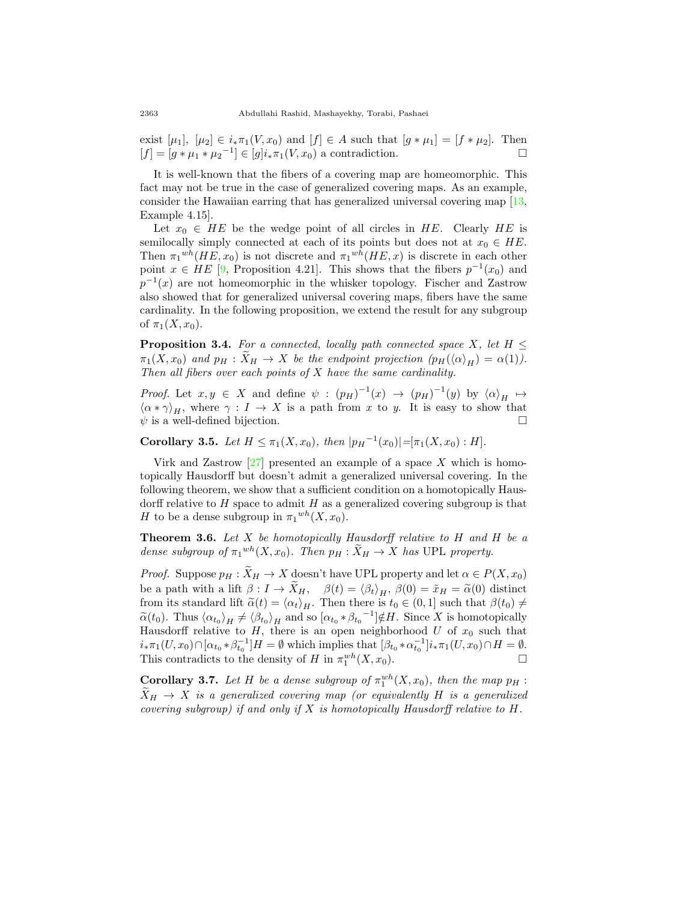exist $[\mu_1],\ [\mu_2] \in i_*\pi_1(V, x_0)$ and $[f] \in A$ such that $[g * \mu_1] = [f * \mu_2]$. Then $[f] = [g * \mu_1 * {\mu_2}^{-1}] \in [g]i_*\pi_1(V, x_0)$ a contradiction. □

It is well-known that the fibers of a covering map are homeomorphic. This fact may not be true in the case of generalized covering maps. As an example, consider the Hawaiian earring that has generalized universal covering map [13, Example 4.15].

Let $x_0 \in HE$ be the wedge point of all circles in $HE$. Clearly $HE$ is semilocally simply connected at each of its points but does not at $x_0 \in HE$. Then ${\pi_1}^{wh}(HE, x_0)$ is not discrete and ${\pi_1}^{wh}(HE, x)$ is discrete in each other point $x \in HE$ [9, Proposition 4.21]. This shows that the fibers $p^{-1}(x_0)$ and $p^{-1}(x)$ are not homeomorphic in the whisker topology. Fischer and Zastrow also showed that for generalized universal covering maps, fibers have the same cardinality. In the following proposition, we extend the result for any subgroup of $\pi_1(X, x_0)$.

**Proposition 3.4.** *For a connected, locally path connected space $X$, let $H \leq \pi_1(X, x_0)$ and $p_H : \widetilde{X}_H \to X$ be the endpoint projection ($p_H(\langle\alpha\rangle_H) = \alpha(1)$). Then all fibers over each points of $X$ have the same cardinality.*

*Proof.* Let $x, y \in X$ and define $\psi : (p_H)^{-1}(x) \to (p_H)^{-1}(y)$ by $\langle\alpha\rangle_H \mapsto \langle\alpha * \gamma\rangle_H$, where $\gamma : I \to X$ is a path from $x$ to $y$. It is easy to show that $\psi$ is a well-defined bijection. □

**Corollary 3.5.** *Let $H \leq \pi_1(X, x_0)$, then $|{p_H}^{-1}(x_0)|=[\pi_1(X, x_0) : H]$.*

Virk and Zastrow [27] presented an example of a space $X$ which is homotopically Hausdorff but doesn't admit a generalized universal covering. In the following theorem, we show that a sufficient condition on a homotopically Hausdorff relative to $H$ space to admit $H$ as a generalized covering subgroup is that $H$ to be a dense subgroup in ${\pi_1}^{wh}(X, x_0)$.

**Theorem 3.6.** *Let $X$ be homotopically Hausdorff relative to $H$ and $H$ be a dense subgroup of ${\pi_1}^{wh}(X, x_0)$. Then $p_H : \widetilde{X}_H \to X$ has* UPL *property.*

*Proof.* Suppose $p_H : \widetilde{X}_H \to X$ doesn't have UPL property and let $\alpha \in P(X, x_0)$ be a path with a lift $\beta : I \to \widetilde{X}_H, \quad \beta(t) = \langle\beta_t\rangle_H$, $\beta(0) = \tilde{x}_H = \widetilde{\alpha}(0)$ distinct from its standard lift $\widetilde{\alpha}(t) = \langle\alpha_t\rangle_H$. Then there is $t_0 \in (0, 1]$ such that $\beta(t_0) \neq \widetilde{\alpha}(t_0)$. Thus $\langle\alpha_{t_0}\rangle_H \neq \langle\beta_{t_0}\rangle_H$ and so $[\alpha_{t_0} * {\beta_{t_0}}^{-1}] \notin H$. Since $X$ is homotopically Hausdorff relative to $H$, there is an open neighborhood $U$ of $x_0$ such that $i_*\pi_1(U, x_0) \cap [\alpha_{t_0} * \beta_{t_0}^{-1}]H = \emptyset$ which implies that $[\beta_{t_0} * \alpha_{t_0}^{-1}]i_*\pi_1(U, x_0) \cap H = \emptyset$. This contradicts to the density of $H$ in $\pi_1^{wh}(X, x_0)$. □

**Corollary 3.7.** *Let $H$ be a dense subgroup of $\pi_1^{wh}(X, x_0)$, then the map $p_H : \widetilde{X}_H \to X$ is a generalized covering map (or equivalently $H$ is a generalized covering subgroup) if and only if $X$ is homotopically Hausdorff relative to $H$.*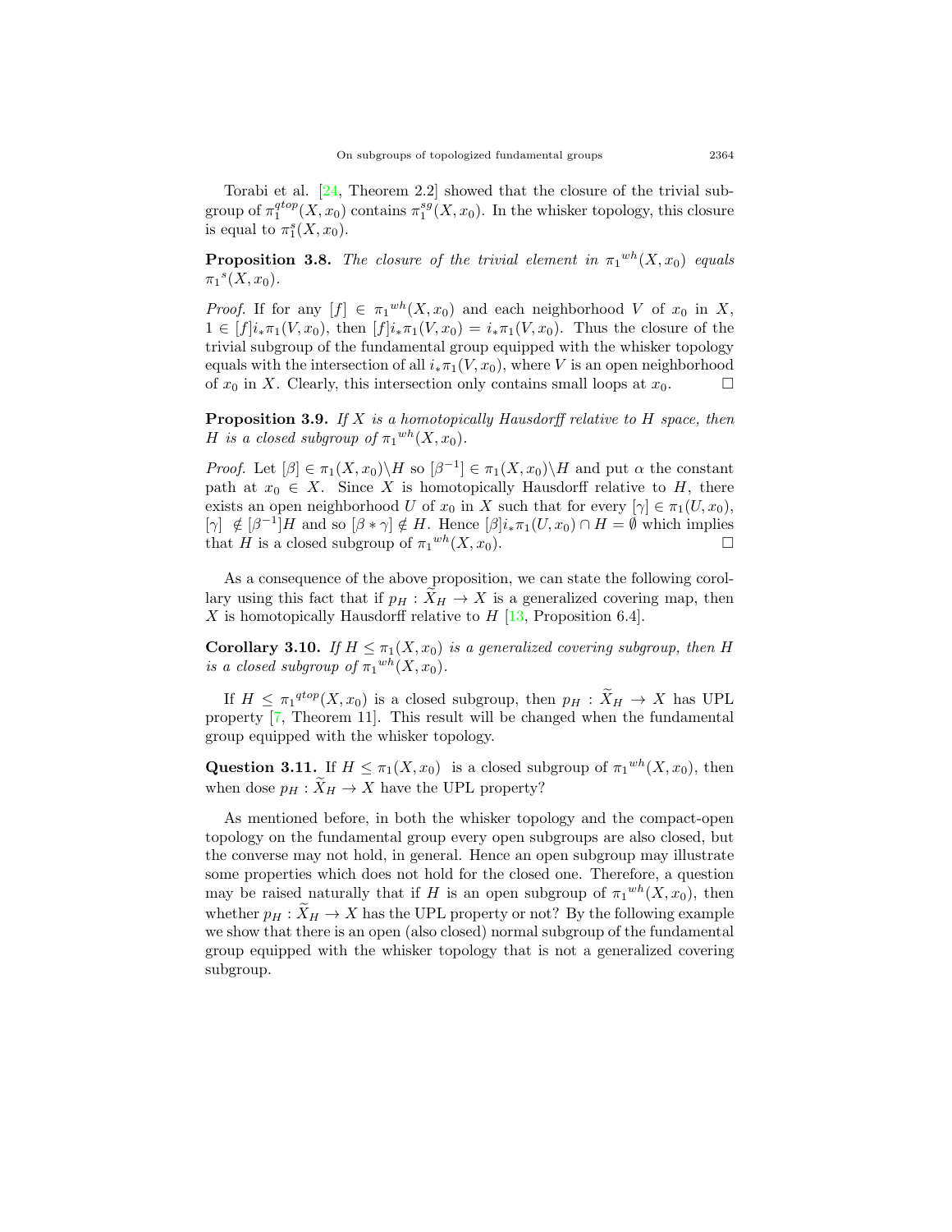Torabi et al. [24, Theorem 2.2] showed that the closure of the trivial subgroup of $\pi_1^{qtop}(X, x_0)$ contains $\pi_1^{sg}(X, x_0)$. In the whisker topology, this closure is equal to $\pi_1^{s}(X, x_0)$.

**Proposition 3.8.** *The closure of the trivial element in ${\pi_1}^{wh}(X, x_0)$ equals ${\pi_1}^{s}(X, x_0)$.*

*Proof.* If for any $[f] \in {\pi_1}^{wh}(X, x_0)$ and each neighborhood $V$ of $x_0$ in $X$, $1 \in [f]i_*\pi_1(V, x_0)$, then $[f]i_*\pi_1(V, x_0) = i_*\pi_1(V, x_0)$. Thus the closure of the trivial subgroup of the fundamental group equipped with the whisker topology equals with the intersection of all $i_*\pi_1(V, x_0)$, where $V$ is an open neighborhood of $x_0$ in $X$. Clearly, this intersection only contains small loops at $x_0$. □

**Proposition 3.9.** *If $X$ is a homotopically Hausdorff relative to $H$ space, then $H$ is a closed subgroup of ${\pi_1}^{wh}(X, x_0)$.*

*Proof.* Let $[\beta] \in \pi_1(X, x_0)\backslash H$ so $[\beta^{-1}] \in \pi_1(X, x_0)\backslash H$ and put $\alpha$ the constant path at $x_0 \in X$. Since $X$ is homotopically Hausdorff relative to $H$, there exists an open neighborhood $U$ of $x_0$ in $X$ such that for every $[\gamma] \in \pi_1(U, x_0)$, $[\gamma] \notin [\beta^{-1}]H$ and so $[\beta * \gamma] \notin H$. Hence $[\beta]i_*\pi_1(U, x_0) \cap H = \emptyset$ which implies that $H$ is a closed subgroup of ${\pi_1}^{wh}(X, x_0)$. □

As a consequence of the above proposition, we can state the following corollary using this fact that if $p_H : \widetilde{X}_H \to X$ is a generalized covering map, then $X$ is homotopically Hausdorff relative to $H$ [13, Proposition 6.4].

**Corollary 3.10.** *If $H \leq \pi_1(X, x_0)$ is a generalized covering subgroup, then $H$ is a closed subgroup of ${\pi_1}^{wh}(X, x_0)$.*

If $H \leq {\pi_1}^{qtop}(X, x_0)$ is a closed subgroup, then $p_H : \widetilde{X}_H \to X$ has UPL property [7, Theorem 11]. This result will be changed when the fundamental group equipped with the whisker topology.

**Question 3.11.** If $H \leq \pi_1(X, x_0)$ is a closed subgroup of ${\pi_1}^{wh}(X, x_0)$, then when dose $p_H : \widetilde{X}_H \to X$ have the UPL property?

As mentioned before, in both the whisker topology and the compact-open topology on the fundamental group every open subgroups are also closed, but the converse may not hold, in general. Hence an open subgroup may illustrate some properties which does not hold for the closed one. Therefore, a question may be raised naturally that if $H$ is an open subgroup of ${\pi_1}^{wh}(X, x_0)$, then whether $p_H : \widetilde{X}_H \to X$ has the UPL property or not? By the following example we show that there is an open (also closed) normal subgroup of the fundamental group equipped with the whisker topology that is not a generalized covering subgroup.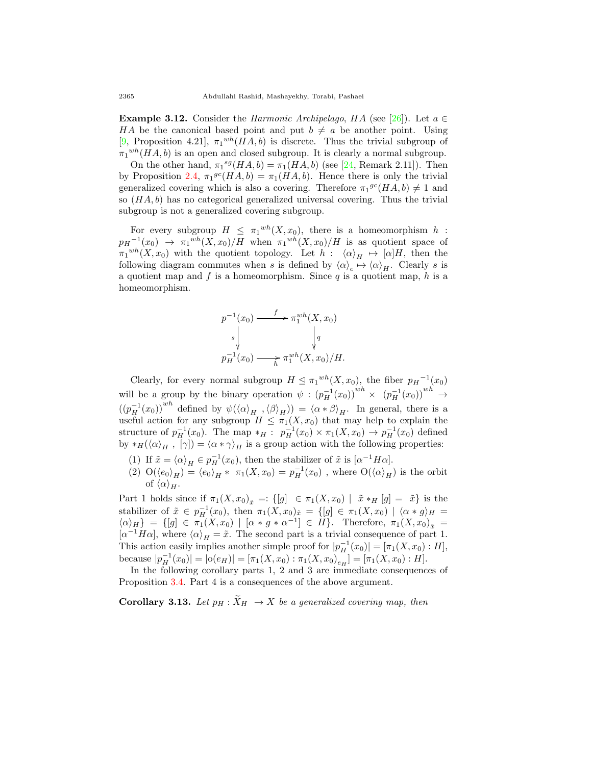**Example 3.12.** Consider the *Harmonic Archipelago*, $HA$ (see [26]). Let $a \in HA$ be the canonical based point and put $b \neq a$ be another point. Using [9, Proposition 4.21], ${\pi_1}^{wh}(HA, b)$ is discrete. Thus the trivial subgroup of ${\pi_1}^{wh}(HA, b)$ is an open and closed subgroup. It is clearly a normal subgroup.

On the other hand, ${\pi_1}^{sg}(HA, b) = \pi_1(HA, b)$ (see [24, Remark 2.11]). Then by Proposition 2.4, ${\pi_1}^{gc}(HA, b) = \pi_1(HA, b)$. Hence there is only the trivial generalized covering which is also a covering. Therefore ${\pi_1}^{gc}(HA, b) \neq 1$ and so $(HA, b)$ has no categorical generalized universal covering. Thus the trivial subgroup is not a generalized covering subgroup.

For every subgroup $H \leq {\pi_1}^{wh}(X, x_0)$, there is a homeomorphism $h : {p_H}^{-1}(x_0) \to {\pi_1}^{wh}(X, x_0)/H$ when ${\pi_1}^{wh}(X, x_0)/H$ is as quotient space of ${\pi_1}^{wh}(X, x_0)$ with the quotient topology. Let $h : \langle\alpha\rangle_H \mapsto [\alpha]H$, then the following diagram commutes when $s$ is defined by $\langle\alpha\rangle_e \mapsto \langle\alpha\rangle_H$. Clearly $s$ is a quotient map and $f$ is a homeomorphism. Since $q$ is a quotient map, $h$ is a homeomorphism.

$$\begin{array}{ccc} p^{-1}(x_0) & \xrightarrow{f} & \pi_1^{wh}(X, x_0) \\ \downarrow s & & \downarrow q \\ p_H^{-1}(x_0) & \xrightarrow[h]{} & \pi_1^{wh}(X, x_0)/H. \end{array}$$

Clearly, for every normal subgroup $H \trianglelefteq {\pi_1}^{wh}(X, x_0)$, the fiber ${p_H}^{-1}(x_0)$ will be a group by the binary operation $\psi : (p_H^{-1}(x_0))^{wh} \times (p_H^{-1}(x_0))^{wh} \to ((p_H^{-1}(x_0))^{wh}$ defined by $\psi(\langle\alpha\rangle_H, \langle\beta\rangle_H)) = \langle\alpha * \beta\rangle_H$. In general, there is a useful action for any subgroup $H \leq \pi_1(X, x_0)$ that may help to explain the structure of $p_H^{-1}(x_0)$. The map $*_H : p_H^{-1}(x_0) \times \pi_1(X, x_0) \to p_H^{-1}(x_0)$ defined by $*_H(\langle\alpha\rangle_H, [\gamma]) = \langle\alpha * \gamma\rangle_H$ is a group action with the following properties:

1. If $\tilde{x} = \langle\alpha\rangle_H \in p_H^{-1}(x_0)$, then the stabilizer of $\tilde{x}$ is $[\alpha^{-1} H \alpha]$.
2. $\mathrm{O}(\langle e_0\rangle_H) = \langle e_0\rangle_H * \pi_1(X, x_0) = p_H^{-1}(x_0)$ , where $\mathrm{O}(\langle\alpha\rangle_H)$ is the orbit of $\langle\alpha\rangle_H$.

Part 1 holds since if $\pi_1(X, x_0)_{\tilde{x}} =: \{[g] \in \pi_1(X, x_0) \mid \tilde{x} *_H [g] = \tilde{x}\}$ is the stabilizer of $\tilde{x} \in p_H^{-1}(x_0)$, then $\pi_1(X, x_0)_{\tilde{x}} = \{[g] \in \pi_1(X, x_0) \mid \langle\alpha * g\rangle_H = \langle\alpha\rangle_H\} = \{[g] \in \pi_1(X, x_0) \mid [\alpha * g * \alpha^{-1}] \in H\}$. Therefore, $\pi_1(X, x_0)_{\tilde{x}} = [\alpha^{-1} H \alpha]$, where $\langle\alpha\rangle_H = \tilde{x}$. The second part is a trivial consequence of part 1. This action easily implies another simple proof for $|p_H^{-1}(x_0)| = [\pi_1(X, x_0) : H]$, because $|p_H^{-1}(x_0)| = |\mathrm{o}(e_H)| = [\pi_1(X, x_0) : \pi_1(X, x_0)_{e_H}] = [\pi_1(X, x_0) : H]$.

In the following corollary parts 1, 2 and 3 are immediate consequences of Proposition 3.4. Part 4 is a consequences of the above argument.

**Corollary 3.13.** *Let $p_H : \widetilde{X}_H \to X$ be a generalized covering map, then*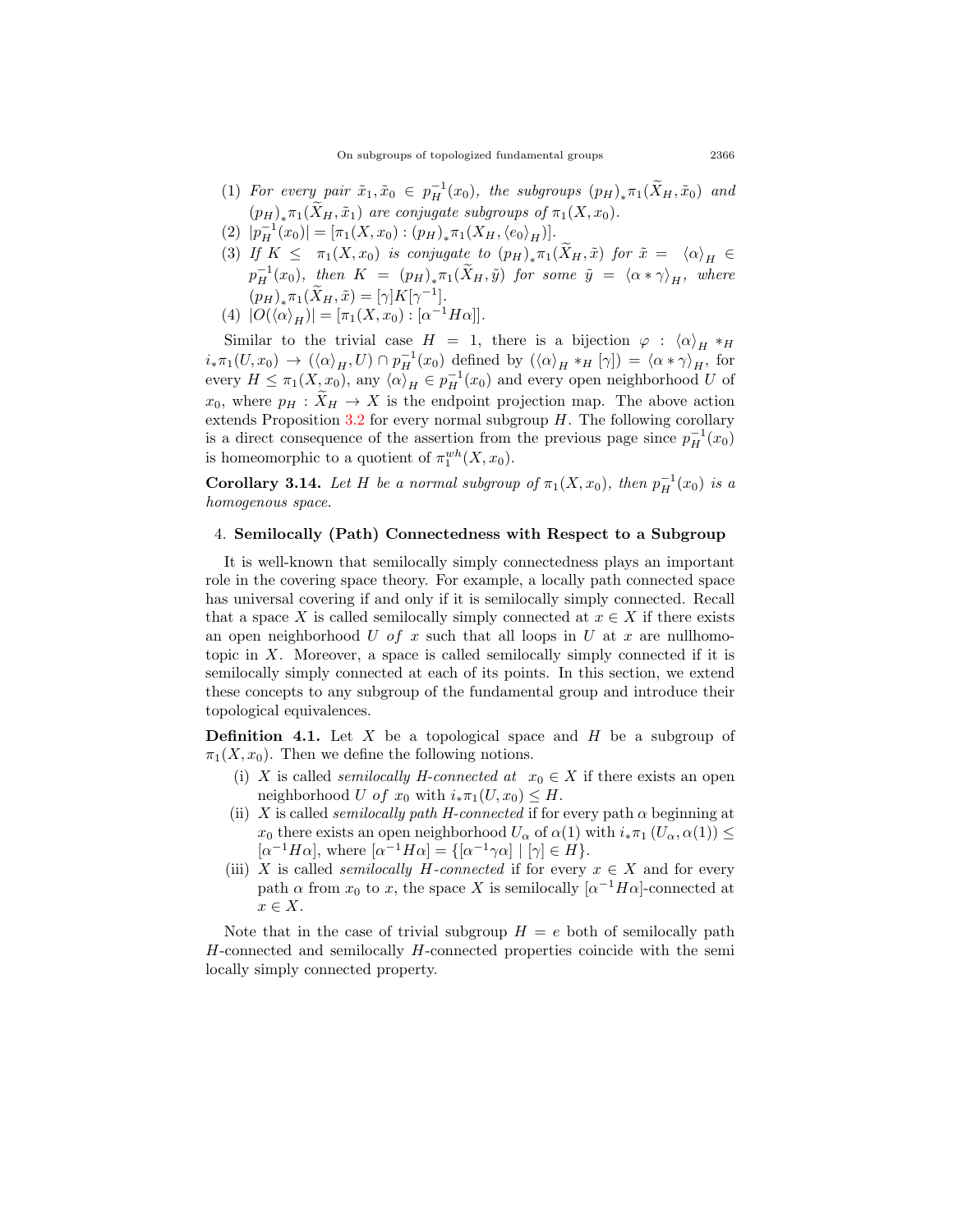(1) *For every pair* $\tilde{x}_1, \tilde{x}_0 \in p_H^{-1}(x_0)$*, the subgroups* $(p_H)_*\pi_1(\widetilde{X}_H, \tilde{x}_0)$ *and* $(p_H)_*\pi_1(\widetilde{X}_H, \tilde{x}_1)$ *are conjugate subgroups of* $\pi_1(X, x_0)$*.*

(2) $|p_H^{-1}(x_0)| = [\pi_1(X, x_0) : (p_H)_*\pi_1(X_H, \langle e_0 \rangle_H)]$*.*

(3) *If* $K \leq \pi_1(X, x_0)$ *is conjugate to* $(p_H)_*\pi_1(\widetilde{X}_H, \tilde{x})$ *for* $\tilde{x} = \langle \alpha \rangle_H \in p_H^{-1}(x_0)$*, then* $K = (p_H)_*\pi_1(\widetilde{X}_H, \tilde{y})$ *for some* $\tilde{y} = \langle \alpha * \gamma \rangle_H$*, where* $(p_H)_*\pi_1(\widetilde{X}_H, \tilde{x}) = [\gamma]K[\gamma^{-1}]$*.*

(4) $|O(\langle \alpha \rangle_H)| = [\pi_1(X, x_0) : [\alpha^{-1} H \alpha]]$*.*

Similar to the trivial case $H = 1$, there is a bijection $\varphi : \langle \alpha \rangle_H *_H i_*\pi_1(U, x_0) \to (\langle \alpha \rangle_H, U) \cap p_H^{-1}(x_0)$ defined by $(\langle \alpha \rangle_H *_H [\gamma]) = \langle \alpha * \gamma \rangle_H$, for every $H \leq \pi_1(X, x_0)$, any $\langle \alpha \rangle_H \in p_H^{-1}(x_0)$ and every open neighborhood $U$ of $x_0$, where $p_H : \widetilde{X}_H \to X$ is the endpoint projection map. The above action extends Proposition 3.2 for every normal subgroup $H$. The following corollary is a direct consequence of the assertion from the previous page since $p_H^{-1}(x_0)$ is homeomorphic to a quotient of $\pi_1^{wh}(X, x_0)$.

**Corollary 3.14.** *Let* $H$ *be a normal subgroup of* $\pi_1(X, x_0)$*, then* $p_H^{-1}(x_0)$ *is a homogenous space.*

## 4. Semilocally (Path) Connectedness with Respect to a Subgroup

It is well-known that semilocally simply connectedness plays an important role in the covering space theory. For example, a locally path connected space has universal covering if and only if it is semilocally simply connected. Recall that a space $X$ is called semilocally simply connected at $x \in X$ if there exists an open neighborhood $U$ *of* $x$ such that all loops in $U$ at $x$ are nullhomotopic in $X$. Moreover, a space is called semilocally simply connected if it is semilocally simply connected at each of its points. In this section, we extend these concepts to any subgroup of the fundamental group and introduce their topological equivalences.

**Definition 4.1.** Let $X$ be a topological space and $H$ be a subgroup of $\pi_1(X, x_0)$. Then we define the following notions.

(i) $X$ is called *semilocally H-connected at* $x_0 \in X$ if there exists an open neighborhood $U$ *of* $x_0$ with $i_*\pi_1(U, x_0) \leq H$.

(ii) $X$ is called *semilocally path H-connected* if for every path $\alpha$ beginning at $x_0$ there exists an open neighborhood $U_\alpha$ of $\alpha(1)$ with $i_*\pi_1(U_\alpha, \alpha(1)) \leq [\alpha^{-1} H \alpha]$, where $[\alpha^{-1} H \alpha] = \{[\alpha^{-1}\gamma\alpha] \mid [\gamma] \in H\}$.

(iii) $X$ is called *semilocally H-connected* if for every $x \in X$ and for every path $\alpha$ from $x_0$ to $x$, the space $X$ is semilocally $[\alpha^{-1} H \alpha]$-connected at $x \in X$.

Note that in the case of trivial subgroup $H = e$ both of semilocally path $H$-connected and semilocally $H$-connected properties coincide with the semi locally simply connected property.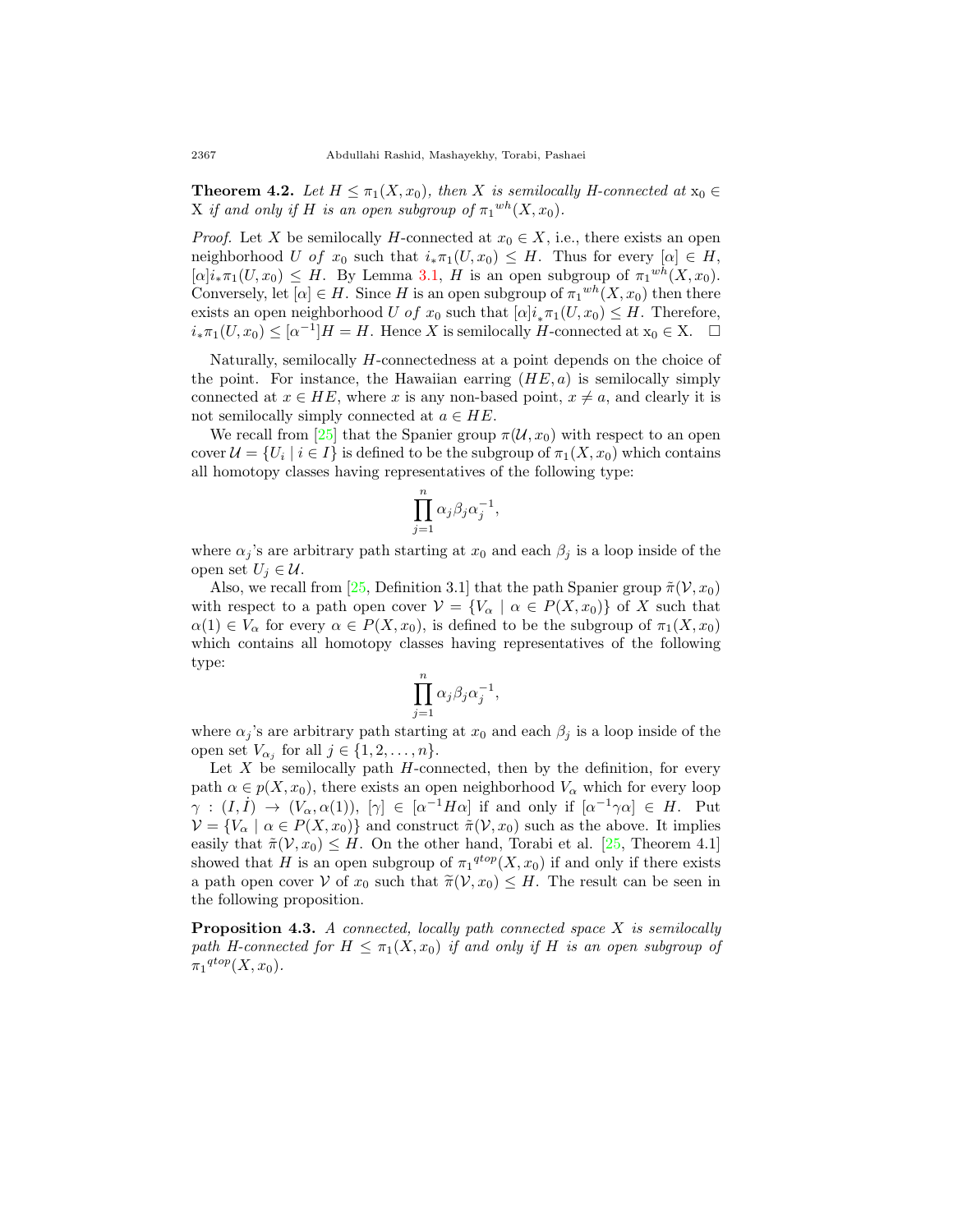**Theorem 4.2.** *Let $H \leq \pi_1(X, x_0)$, then $X$ is semilocally $H$-connected at* $\mathrm{x}_0 \in \mathrm{X}$ *if and only if $H$ is an open subgroup of ${\pi_1}^{wh}(X, x_0)$.*

*Proof.* Let $X$ be semilocally $H$-connected at $x_0 \in X$, i.e., there exists an open neighborhood $U$ *of* $x_0$ such that $i_*\pi_1(U, x_0) \leq H$. Thus for every $[\alpha] \in H$, $[\alpha] i_*\pi_1(U, x_0) \leq H$. By Lemma 3.1, $H$ is an open subgroup of ${\pi_1}^{wh}(X, x_0)$. Conversely, let $[\alpha] \in H$. Since $H$ is an open subgroup of ${\pi_1}^{wh}(X, x_0)$ then there exists an open neighborhood $U$ *of* $x_0$ such that $[\alpha] i_*\pi_1(U, x_0) \leq H$. Therefore, $i_*\pi_1(U, x_0) \leq [\alpha^{-1}]H = H$. Hence $X$ is semilocally $H$-connected at $\mathrm{x}_0 \in \mathrm{X}$. $\square$

Naturally, semilocally $H$-connectedness at a point depends on the choice of the point. For instance, the Hawaiian earring $(HE, a)$ is semilocally simply connected at $x \in HE$, where $x$ is any non-based point, $x \neq a$, and clearly it is not semilocally simply connected at $a \in HE$.

We recall from [25] that the Spanier group $\pi(\mathcal{U}, x_0)$ with respect to an open cover $\mathcal{U} = \{U_i \mid i \in I\}$ is defined to be the subgroup of $\pi_1(X, x_0)$ which contains all homotopy classes having representatives of the following type:

$$\prod_{j=1}^{n} \alpha_j \beta_j \alpha_j^{-1},$$

where $\alpha_j$'s are arbitrary path starting at $x_0$ and each $\beta_j$ is a loop inside of the open set $U_j \in \mathcal{U}$.

Also, we recall from [25, Definition 3.1] that the path Spanier group $\tilde{\pi}(\mathcal{V}, x_0)$ with respect to a path open cover $\mathcal{V} = \{V_\alpha \mid \alpha \in P(X, x_0)\}$ of $X$ such that $\alpha(1) \in V_\alpha$ for every $\alpha \in P(X, x_0)$, is defined to be the subgroup of $\pi_1(X, x_0)$ which contains all homotopy classes having representatives of the following type:

$$\prod_{j=1}^{n} \alpha_j \beta_j \alpha_j^{-1},$$

where $\alpha_j$'s are arbitrary path starting at $x_0$ and each $\beta_j$ is a loop inside of the open set $V_{\alpha_j}$ for all $j \in \{1, 2, \ldots, n\}$.

Let $X$ be semilocally path $H$-connected, then by the definition, for every path $\alpha \in p(X, x_0)$, there exists an open neighborhood $V_\alpha$ which for every loop $\gamma : (I, \dot{I}) \to (V_\alpha, \alpha(1))$, $[\gamma] \in [\alpha^{-1} H \alpha]$ if and only if $[\alpha^{-1} \gamma \alpha] \in H$. Put $\mathcal{V} = \{V_\alpha \mid \alpha \in P(X, x_0)\}$ and construct $\tilde{\pi}(\mathcal{V}, x_0)$ such as the above. It implies easily that $\tilde{\pi}(\mathcal{V}, x_0) \leq H$. On the other hand, Torabi et al. [25, Theorem 4.1] showed that $H$ is an open subgroup of ${\pi_1}^{qtop}(X, x_0)$ if and only if there exists a path open cover $\mathcal{V}$ of $x_0$ such that $\widetilde{\pi}(\mathcal{V}, x_0) \leq H$. The result can be seen in the following proposition.

**Proposition 4.3.** *A connected, locally path connected space $X$ is semilocally path $H$-connected for $H \leq \pi_1(X, x_0)$ if and only if $H$ is an open subgroup of ${\pi_1}^{qtop}(X, x_0)$.*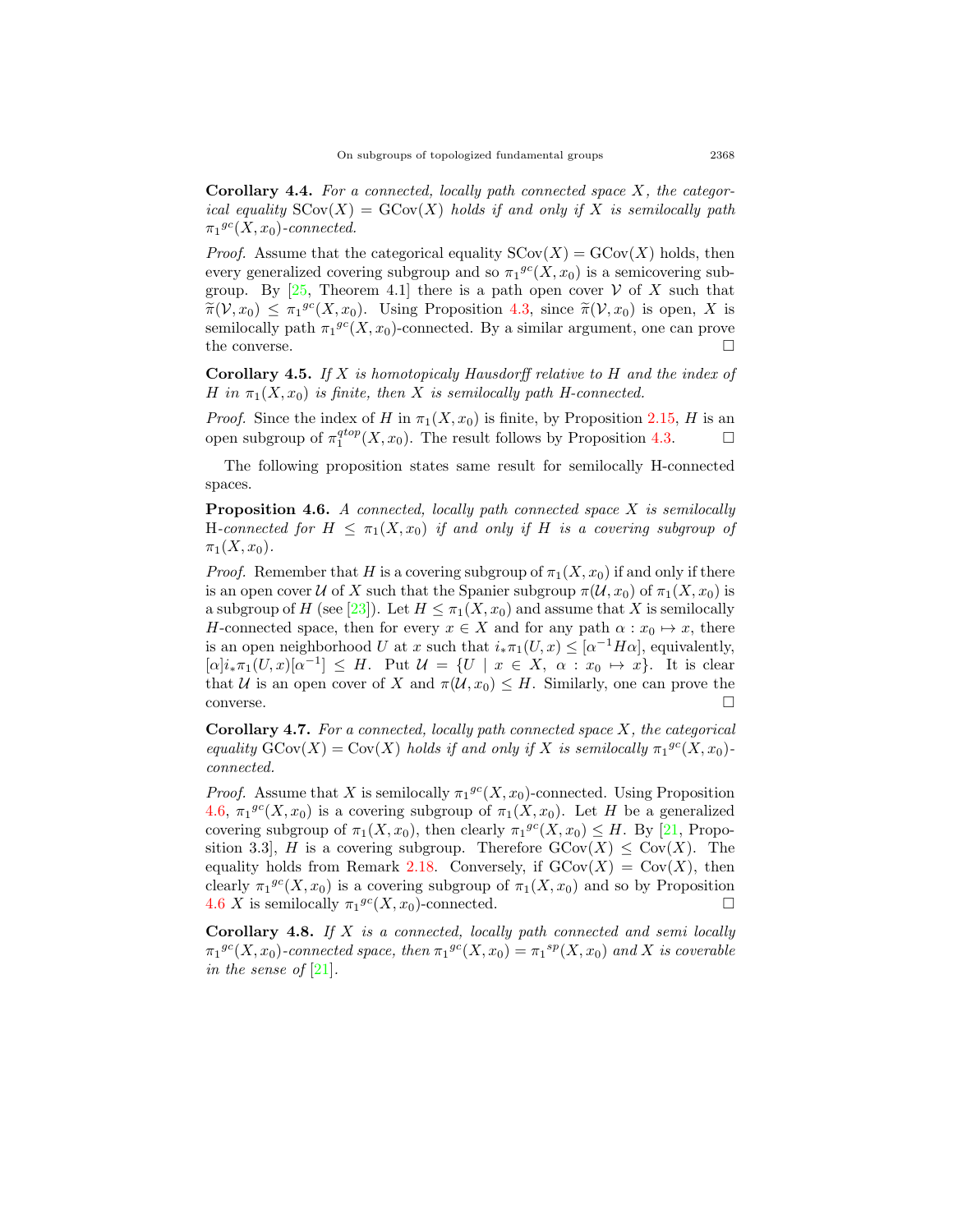**Corollary 4.4.** *For a connected, locally path connected space $X$, the categorical equality $\mathrm{SCov}(X) = \mathrm{GCov}(X)$ holds if and only if $X$ is semilocally path ${\pi_1}^{gc}(X, x_0)$-connected.*

*Proof.* Assume that the categorical equality $\mathrm{SCov}(X) = \mathrm{GCov}(X)$ holds, then every generalized covering subgroup and so ${\pi_1}^{gc}(X, x_0)$ is a semicovering subgroup. By [25, Theorem 4.1] there is a path open cover $\mathcal{V}$ of $X$ such that $\widetilde{\pi}(\mathcal{V}, x_0) \leq {\pi_1}^{gc}(X, x_0)$. Using Proposition 4.3, since $\widetilde{\pi}(\mathcal{V}, x_0)$ is open, $X$ is semilocally path ${\pi_1}^{gc}(X, x_0)$-connected. By a similar argument, one can prove the converse. □

**Corollary 4.5.** *If $X$ is homotopicaly Hausdorff relative to $H$ and the index of $H$ in $\pi_1(X, x_0)$ is finite, then $X$ is semilocally path $H$-connected.*

*Proof.* Since the index of $H$ in $\pi_1(X, x_0)$ is finite, by Proposition 2.15, $H$ is an open subgroup of $\pi_1^{qtop}(X, x_0)$. The result follows by Proposition 4.3. □

The following proposition states same result for semilocally H-connected spaces.

**Proposition 4.6.** *A connected, locally path connected space $X$ is semilocally H-connected for $H \leq \pi_1(X, x_0)$ if and only if $H$ is a covering subgroup of $\pi_1(X, x_0)$.*

*Proof.* Remember that $H$ is a covering subgroup of $\pi_1(X, x_0)$ if and only if there is an open cover $\mathcal{U}$ of $X$ such that the Spanier subgroup $\pi(\mathcal{U}, x_0)$ of $\pi_1(X, x_0)$ is a subgroup of $H$ (see [23]). Let $H \leq \pi_1(X, x_0)$ and assume that $X$ is semilocally $H$-connected space, then for every $x \in X$ and for any path $\alpha : x_0 \mapsto x$, there is an open neighborhood $U$ at $x$ such that $i_*\pi_1(U, x) \leq [\alpha^{-1}H\alpha]$, equivalently, $[\alpha]i_*\pi_1(U, x)[\alpha^{-1}] \leq H$. Put $\mathcal{U} = \{U \mid x \in X,\ \alpha : x_0 \mapsto x\}$. It is clear that $\mathcal{U}$ is an open cover of $X$ and $\pi(\mathcal{U}, x_0) \leq H$. Similarly, one can prove the converse. □

**Corollary 4.7.** *For a connected, locally path connected space $X$, the categorical equality $\mathrm{GCov}(X) = \mathrm{Cov}(X)$ holds if and only if $X$ is semilocally ${\pi_1}^{gc}(X, x_0)$-connected.*

*Proof.* Assume that $X$ is semilocally ${\pi_1}^{gc}(X, x_0)$-connected. Using Proposition 4.6, ${\pi_1}^{gc}(X, x_0)$ is a covering subgroup of $\pi_1(X, x_0)$. Let $H$ be a generalized covering subgroup of $\pi_1(X, x_0)$, then clearly ${\pi_1}^{gc}(X, x_0) \leq H$. By [21, Proposition 3.3], $H$ is a covering subgroup. Therefore $\mathrm{GCov}(X) \leq \mathrm{Cov}(X)$. The equality holds from Remark 2.18. Conversely, if $\mathrm{GCov}(X) = \mathrm{Cov}(X)$, then clearly ${\pi_1}^{gc}(X, x_0)$ is a covering subgroup of $\pi_1(X, x_0)$ and so by Proposition 4.6 $X$ is semilocally ${\pi_1}^{gc}(X, x_0)$-connected. □

**Corollary 4.8.** *If $X$ is a connected, locally path connected and semi locally ${\pi_1}^{gc}(X, x_0)$-connected space, then ${\pi_1}^{gc}(X, x_0) = {\pi_1}^{sp}(X, x_0)$ and $X$ is coverable in the sense of [21].*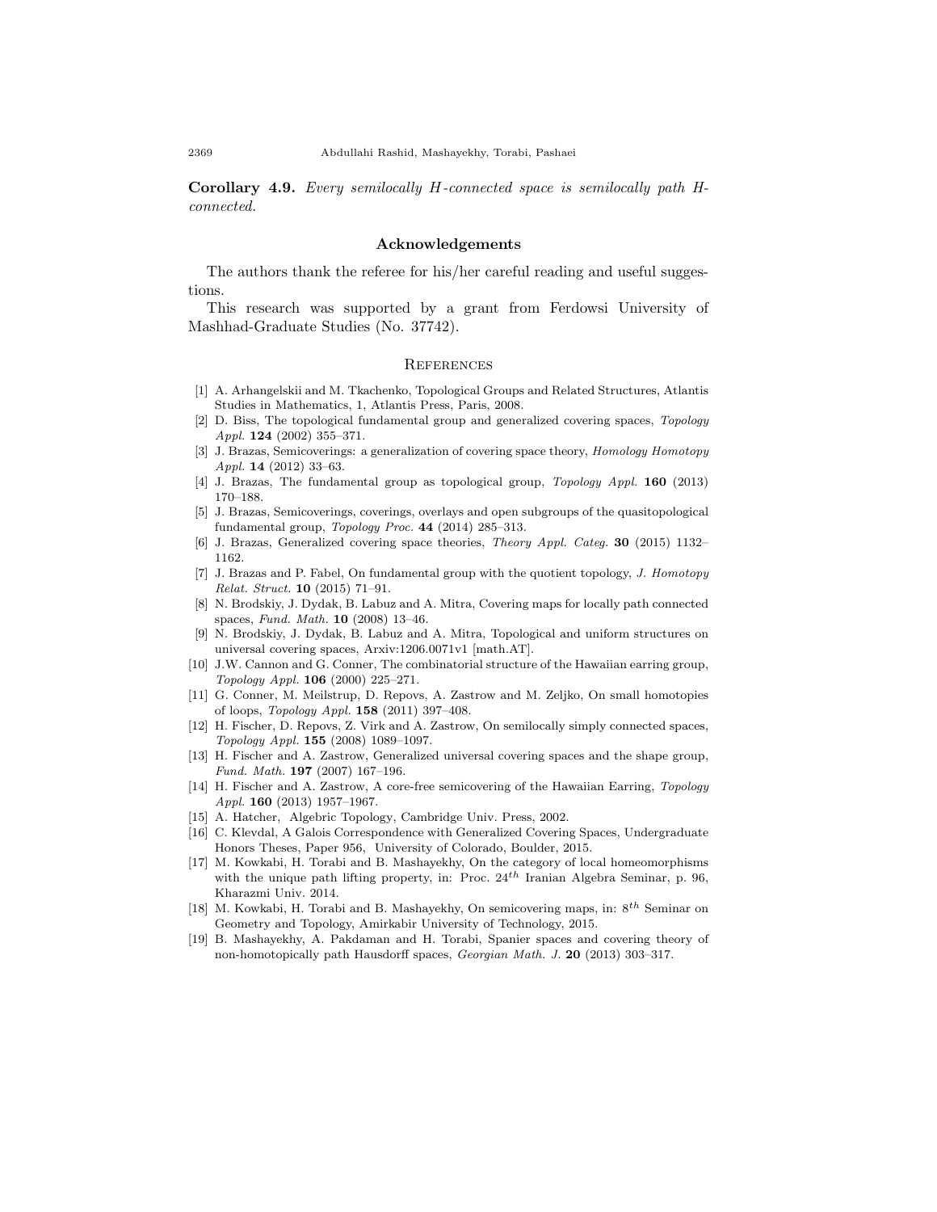**Corollary 4.9.** *Every semilocally $H$-connected space is semilocally path $H$-connected.*

## Acknowledgements

The authors thank the referee for his/her careful reading and useful suggestions.

This research was supported by a grant from Ferdowsi University of Mashhad-Graduate Studies (No. 37742).

## References

[1] A. Arhangelskii and M. Tkachenko, Topological Groups and Related Structures, Atlantis Studies in Mathematics, 1, Atlantis Press, Paris, 2008.

[2] D. Biss, The topological fundamental group and generalized covering spaces, *Topology Appl.* **124** (2002) 355–371.

[3] J. Brazas, Semicoverings: a generalization of covering space theory, *Homology Homotopy Appl.* **14** (2012) 33–63.

[4] J. Brazas, The fundamental group as topological group, *Topology Appl.* **160** (2013) 170–188.

[5] J. Brazas, Semicoverings, coverings, overlays and open subgroups of the quasitopological fundamental group, *Topology Proc.* **44** (2014) 285–313.

[6] J. Brazas, Generalized covering space theories, *Theory Appl. Categ.* **30** (2015) 1132–1162.

[7] J. Brazas and P. Fabel, On fundamental group with the quotient topology, *J. Homotopy Relat. Struct.* **10** (2015) 71–91.

[8] N. Brodskiy, J. Dydak, B. Labuz and A. Mitra, Covering maps for locally path connected spaces, *Fund. Math.* **10** (2008) 13–46.

[9] N. Brodskiy, J. Dydak, B. Labuz and A. Mitra, Topological and uniform structures on universal covering spaces, Arxiv:1206.0071v1 [math.AT].

[10] J.W. Cannon and G. Conner, The combinatorial structure of the Hawaiian earring group, *Topology Appl.* **106** (2000) 225–271.

[11] G. Conner, M. Meilstrup, D. Repovs, A. Zastrow and M. Zeljko, On small homotopies of loops, *Topology Appl.* **158** (2011) 397–408.

[12] H. Fischer, D. Repovs, Z. Virk and A. Zastrow, On semilocally simply connected spaces, *Topology Appl.* **155** (2008) 1089–1097.

[13] H. Fischer and A. Zastrow, Generalized universal covering spaces and the shape group, *Fund. Math.* **197** (2007) 167–196.

[14] H. Fischer and A. Zastrow, A core-free semicovering of the Hawaiian Earring, *Topology Appl.* **160** (2013) 1957–1967.

[15] A. Hatcher, Algebraic Topology, Cambridge Univ. Press, 2002.

[16] C. Klevdal, A Galois Correspondence with Generalized Covering Spaces, Undergraduate Honors Theses, Paper 956, University of Colorado, Boulder, 2015.

[17] M. Kowkabi, H. Torabi and B. Mashayekhy, On the category of local homeomorphisms with the unique path lifting property, in: Proc. $24^{th}$ Iranian Algebra Seminar, p. 96, Kharazmi Univ. 2014.

[18] M. Kowkabi, H. Torabi and B. Mashayekhy, On semicovering maps, in: $8^{th}$ Seminar on Geometry and Topology, Amirkabir University of Technology, 2015.

[19] B. Mashayekhy, A. Pakdaman and H. Torabi, Spanier spaces and covering theory of non-homotopically path Hausdorff spaces, *Georgian Math. J.* **20** (2013) 303–317.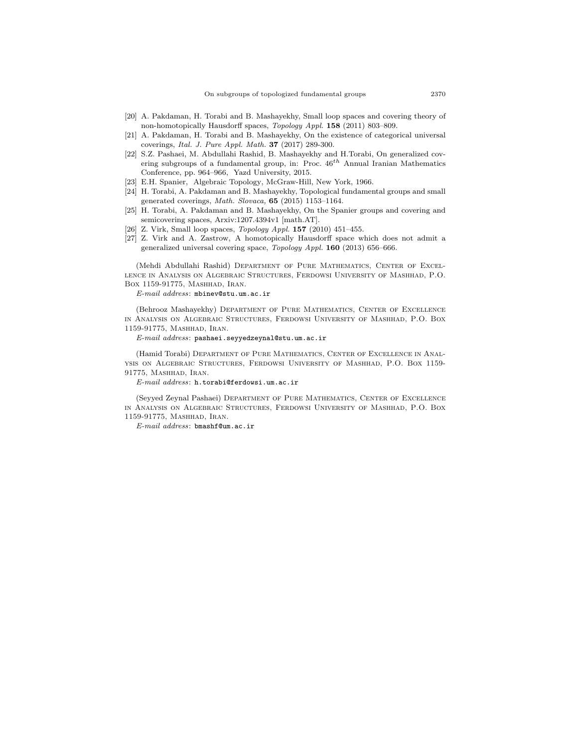[20] A. Pakdaman, H. Torabi and B. Mashayekhy, Small loop spaces and covering theory of non-homotopically Hausdorff spaces, *Topology Appl.* **158** (2011) 803–809.

[21] A. Pakdaman, H. Torabi and B. Mashayekhy, On the existence of categorical universal coverings, *Ital. J. Pure Appl. Math.* **37** (2017) 289-300.

[22] S.Z. Pashaei, M. Abdullahi Rashid, B. Mashayekhy and H.Torabi, On generalized covering subgroups of a fundamental group, in: Proc. $46^{th}$ Annual Iranian Mathematics Conference, pp. 964–966, Yazd University, 2015.

[23] E.H. Spanier, Algebraic Topology, McGraw-Hill, New York, 1966.

[24] H. Torabi, A. Pakdaman and B. Mashayekhy, Topological fundamental groups and small generated coverings, *Math. Slovaca,* **65** (2015) 1153–1164.

[25] H. Torabi, A. Pakdaman and B. Mashayekhy, On the Spanier groups and covering and semicovering spaces, Arxiv:1207.4394v1 [math.AT].

[26] Z. Virk, Small loop spaces, *Topology Appl.* **157** (2010) 451–455.

[27] Z. Virk and A. Zastrow, A homotopically Hausdorff space which does not admit a generalized universal covering space, *Topology Appl.* **160** (2013) 656–666.

(Mehdi Abdullahi Rashid) Department of Pure Mathematics, Center of Excellence in Analysis on Algebraic Structures, Ferdowsi University of Mashhad, P.O. Box 1159-91775, Mashhad, Iran.

*E-mail address*: mbinev@stu.um.ac.ir

(Behrooz Mashayekhy) Department of Pure Mathematics, Center of Excellence in Analysis on Algebraic Structures, Ferdowsi University of Mashhad, P.O. Box 1159-91775, Mashhad, Iran.

*E-mail address*: pashaei.seyyedzeynal@stu.um.ac.ir

(Hamid Torabi) Department of Pure Mathematics, Center of Excellence in Analysis on Algebraic Structures, Ferdowsi University of Mashhad, P.O. Box 1159-91775, Mashhad, Iran.

*E-mail address*: h.torabi@ferdowsi.um.ac.ir

(Seyyed Zeynal Pashaei) Department of Pure Mathematics, Center of Excellence in Analysis on Algebraic Structures, Ferdowsi University of Mashhad, P.O. Box 1159-91775, Mashhad, Iran.

*E-mail address*: bmashf@um.ac.ir